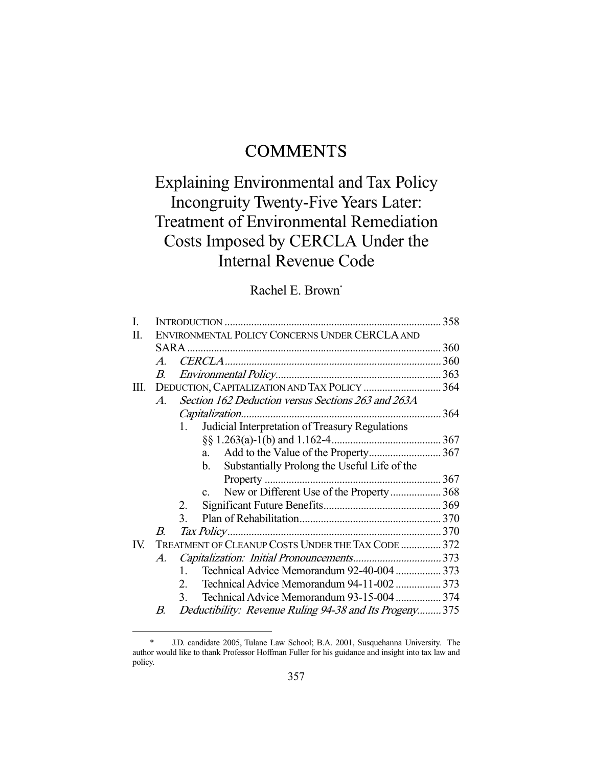# COMMENTS

# Explaining Environmental and Tax Policy Incongruity Twenty-Five Years Later: Treatment of Environmental Remediation Costs Imposed by CERCLA Under the Internal Revenue Code

Rachel E. Brown*

- I. INTRODUCTION ..... 358
- II. ENVIRONMENTAL POLICY CONCERNS UNDER CERCLA AND SARA ..... 360
  - A. *CERCLA* ..... 360
  - B. *Environmental Policy* ..... 363
- III. DEDUCTION, CAPITALIZATION AND TAX POLICY ..... 364
  - A. *Section 162 Deduction versus Sections 263 and 263A Capitalization* ..... 364
    1. Judicial Interpretation of Treasury Regulations §§ 1.263(a)-1(b) and 1.162-4 ..... 367
       - a. Add to the Value of the Property ..... 367
       - b. Substantially Prolong the Useful Life of the Property ..... 367
       - c. New or Different Use of the Property ..... 368
    2. Significant Future Benefits ..... 369
    3. Plan of Rehabilitation ..... 370
  - B. *Tax Policy* ..... 370
- IV. TREATMENT OF CLEANUP COSTS UNDER THE TAX CODE ..... 372
  - A. *Capitalization: Initial Pronouncements* ..... 373
    1. Technical Advice Memorandum 92-40-004 ..... 373
    2. Technical Advice Memorandum 94-11-002 ..... 373
    3. Technical Advice Memorandum 93-15-004 ..... 374
  - B. *Deductibility: Revenue Ruling 94-38 and Its Progeny* ..... 375

---

\* J.D. candidate 2005, Tulane Law School; B.A. 2001, Susquehanna University. The author would like to thank Professor Hoffman Fuller for his guidance and insight into tax law and policy.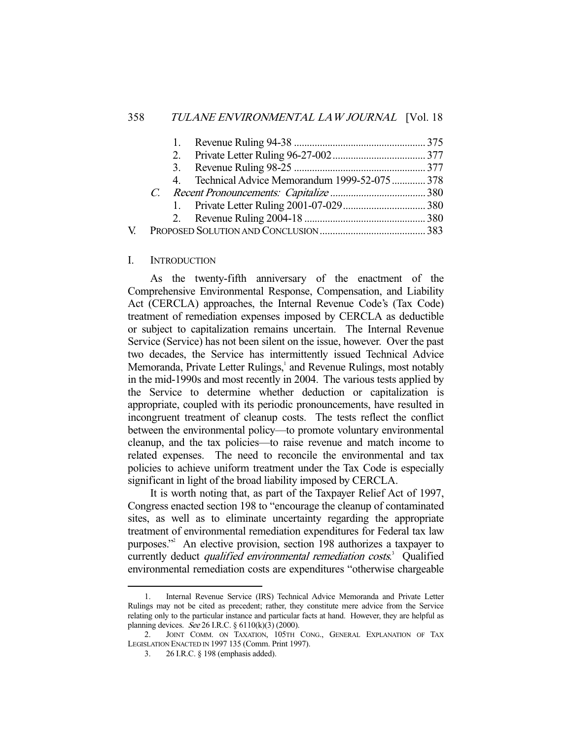1. Revenue Ruling 94-38 .................................................. 375
2. Private Letter Ruling 96-27-002 .................................... 377
3. Revenue Ruling 98-25 .................................................. 377
4. Technical Advice Memorandum 1999-52-075 ............. 378

*C. Recent Pronouncements: Capitalize* ..................................... 380

1. Private Letter Ruling 2001-07-029 ................................ 380
2. Revenue Ruling 2004-18 ............................................... 380

V. PROPOSED SOLUTION AND CONCLUSION ......................................... 383

## I. INTRODUCTION

As the twenty-fifth anniversary of the enactment of the Comprehensive Environmental Response, Compensation, and Liability Act (CERCLA) approaches, the Internal Revenue Code's (Tax Code) treatment of remediation expenses imposed by CERCLA as deductible or subject to capitalization remains uncertain. The Internal Revenue Service (Service) has not been silent on the issue, however. Over the past two decades, the Service has intermittently issued Technical Advice Memoranda, Private Letter Rulings,[1] and Revenue Rulings, most notably in the mid-1990s and most recently in 2004. The various tests applied by the Service to determine whether deduction or capitalization is appropriate, coupled with its periodic pronouncements, have resulted in incongruent treatment of cleanup costs. The tests reflect the conflict between the environmental policy—to promote voluntary environmental cleanup, and the tax policies—to raise revenue and match income to related expenses. The need to reconcile the environmental and tax policies to achieve uniform treatment under the Tax Code is especially significant in light of the broad liability imposed by CERCLA.

It is worth noting that, as part of the Taxpayer Relief Act of 1997, Congress enacted section 198 to "encourage the cleanup of contaminated sites, as well as to eliminate uncertainty regarding the appropriate treatment of environmental remediation expenditures for Federal tax law purposes."[2] An elective provision, section 198 authorizes a taxpayer to currently deduct *qualified environmental remediation costs*.[3] Qualified environmental remediation costs are expenditures "otherwise chargeable

---

1. Internal Revenue Service (IRS) Technical Advice Memoranda and Private Letter Rulings may not be cited as precedent; rather, they constitute mere advice from the Service relating only to the particular instance and particular facts at hand. However, they are helpful as planning devices. *See* 26 I.R.C. § 6110(k)(3) (2000).

2. JOINT COMM. ON TAXATION, 105TH CONG., GENERAL EXPLANATION OF TAX LEGISLATION ENACTED IN 1997 135 (Comm. Print 1997).

3. 26 I.R.C. § 198 (emphasis added).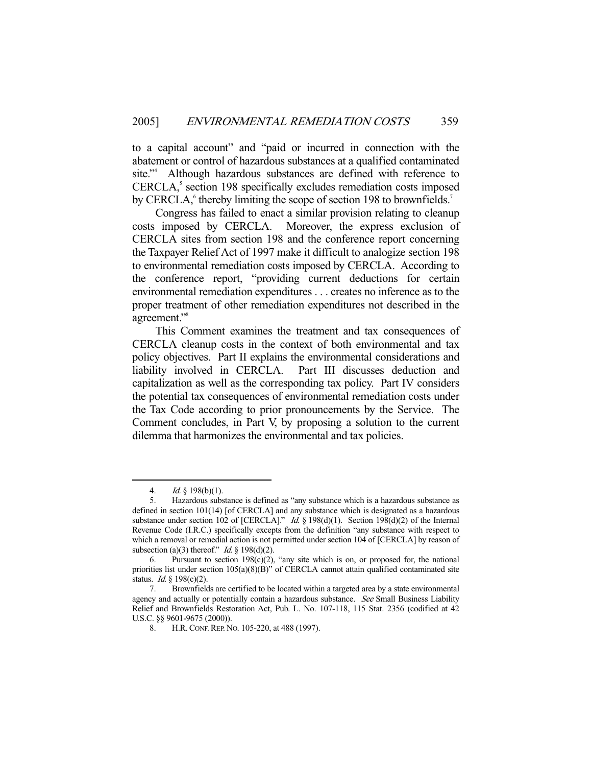to a capital account" and "paid or incurred in connection with the abatement or control of hazardous substances at a qualified contaminated site."[4] Although hazardous substances are defined with reference to CERCLA,[5] section 198 specifically excludes remediation costs imposed by CERCLA,[6] thereby limiting the scope of section 198 to brownfields.[7]

Congress has failed to enact a similar provision relating to cleanup costs imposed by CERCLA. Moreover, the express exclusion of CERCLA sites from section 198 and the conference report concerning the Taxpayer Relief Act of 1997 make it difficult to analogize section 198 to environmental remediation costs imposed by CERCLA. According to the conference report, "providing current deductions for certain environmental remediation expenditures . . . creates no inference as to the proper treatment of other remediation expenditures not described in the agreement."[8]

This Comment examines the treatment and tax consequences of CERCLA cleanup costs in the context of both environmental and tax policy objectives. Part II explains the environmental considerations and liability involved in CERCLA. Part III discusses deduction and capitalization as well as the corresponding tax policy. Part IV considers the potential tax consequences of environmental remediation costs under the Tax Code according to prior pronouncements by the Service. The Comment concludes, in Part V, by proposing a solution to the current dilemma that harmonizes the environmental and tax policies.

---

4. *Id.* § 198(b)(1).

5. Hazardous substance is defined as "any substance which is a hazardous substance as defined in section 101(14) [of CERCLA] and any substance which is designated as a hazardous substance under section 102 of [CERCLA]." *Id.* § 198(d)(1). Section 198(d)(2) of the Internal Revenue Code (I.R.C.) specifically excepts from the definition "any substance with respect to which a removal or remedial action is not permitted under section 104 of [CERCLA] by reason of subsection (a)(3) thereof." *Id.* § 198(d)(2).

6. Pursuant to section 198(c)(2), "any site which is on, or proposed for, the national priorities list under section 105(a)(8)(B)" of CERCLA cannot attain qualified contaminated site status. *Id.* § 198(c)(2).

7. Brownfields are certified to be located within a targeted area by a state environmental agency and actually or potentially contain a hazardous substance. *See* Small Business Liability Relief and Brownfields Restoration Act, Pub. L. No. 107-118, 115 Stat. 2356 (codified at 42 U.S.C. §§ 9601-9675 (2000)).

8. H.R. CONF. REP. NO. 105-220, at 488 (1997).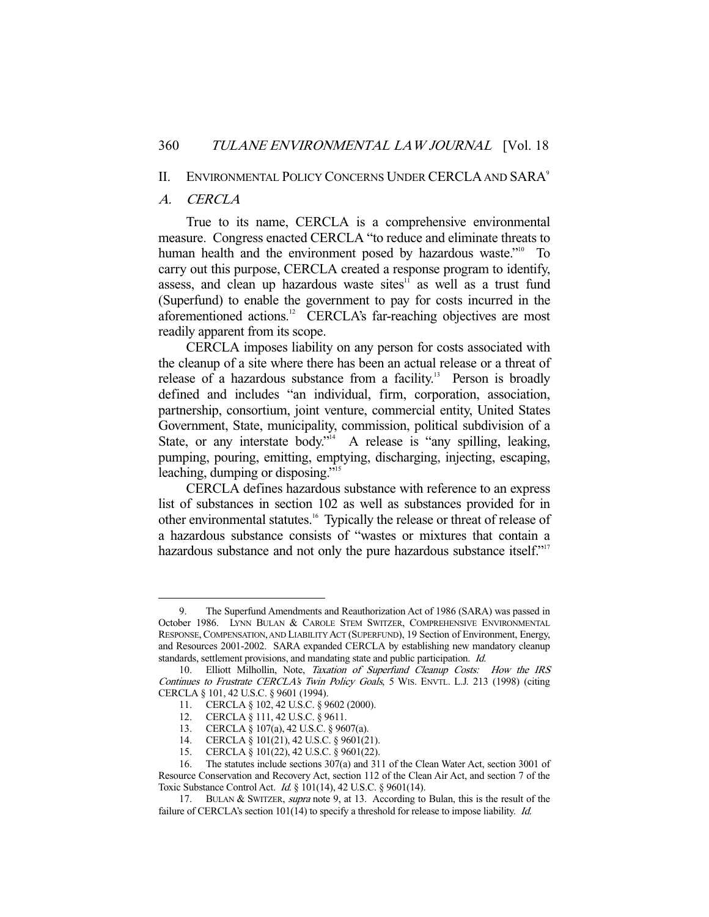## II. ENVIRONMENTAL POLICY CONCERNS UNDER CERCLA AND SARA[9]

### A. *CERCLA*

True to its name, CERCLA is a comprehensive environmental measure. Congress enacted CERCLA "to reduce and eliminate threats to human health and the environment posed by hazardous waste."[10] To carry out this purpose, CERCLA created a response program to identify, assess, and clean up hazardous waste sites[11] as well as a trust fund (Superfund) to enable the government to pay for costs incurred in the aforementioned actions.[12] CERCLA's far-reaching objectives are most readily apparent from its scope.

CERCLA imposes liability on any person for costs associated with the cleanup of a site where there has been an actual release or a threat of release of a hazardous substance from a facility.[13] Person is broadly defined and includes "an individual, firm, corporation, association, partnership, consortium, joint venture, commercial entity, United States Government, State, municipality, commission, political subdivision of a State, or any interstate body."[14] A release is "any spilling, leaking, pumping, pouring, emitting, emptying, discharging, injecting, escaping, leaching, dumping or disposing."[15]

CERCLA defines hazardous substance with reference to an express list of substances in section 102 as well as substances provided for in other environmental statutes.[16] Typically the release or threat of release of a hazardous substance consists of "wastes or mixtures that contain a hazardous substance and not only the pure hazardous substance itself."[17]

---

9. The Superfund Amendments and Reauthorization Act of 1986 (SARA) was passed in October 1986. LYNN BULAN & CAROLE STEM SWITZER, COMPREHENSIVE ENVIRONMENTAL RESPONSE, COMPENSATION, AND LIABILITY ACT (SUPERFUND), 19 Section of Environment, Energy, and Resources 2001-2002. SARA expanded CERCLA by establishing new mandatory cleanup standards, settlement provisions, and mandating state and public participation. *Id.*

10. Elliott Milhollin, Note, *Taxation of Superfund Cleanup Costs: How the IRS Continues to Frustrate CERCLA's Twin Policy Goals*, 5 WIS. ENVTL. L.J. 213 (1998) (citing CERCLA § 101, 42 U.S.C. § 9601 (1994).

11. CERCLA § 102, 42 U.S.C. § 9602 (2000).

12. CERCLA § 111, 42 U.S.C. § 9611.

13. CERCLA § 107(a), 42 U.S.C. § 9607(a).

14. CERCLA § 101(21), 42 U.S.C. § 9601(21).

15. CERCLA § 101(22), 42 U.S.C. § 9601(22).

16. The statutes include sections 307(a) and 311 of the Clean Water Act, section 3001 of Resource Conservation and Recovery Act, section 112 of the Clean Air Act, and section 7 of the Toxic Substance Control Act. *Id.* § 101(14), 42 U.S.C. § 9601(14).

17. BULAN & SWITZER, *supra* note 9, at 13. According to Bulan, this is the result of the failure of CERCLA's section 101(14) to specify a threshold for release to impose liability. *Id.*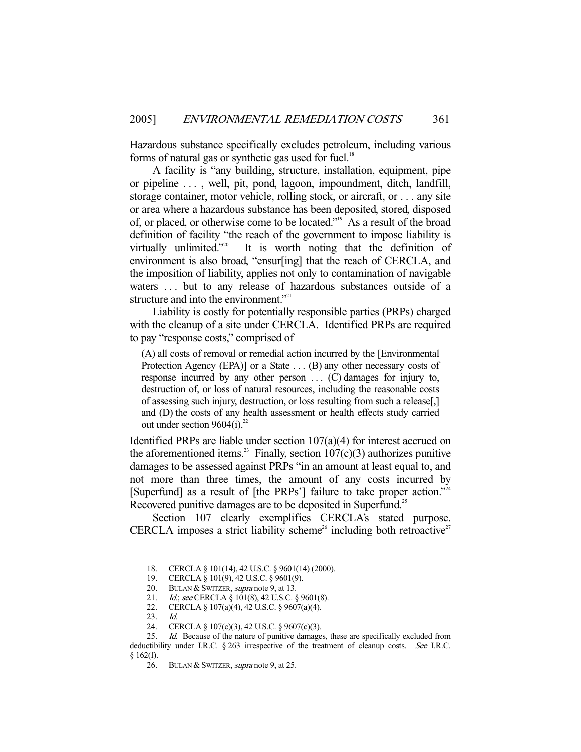Hazardous substance specifically excludes petroleum, including various forms of natural gas or synthetic gas used for fuel.[18]

A facility is "any building, structure, installation, equipment, pipe or pipeline . . . , well, pit, pond, lagoon, impoundment, ditch, landfill, storage container, motor vehicle, rolling stock, or aircraft, or . . . any site or area where a hazardous substance has been deposited, stored, disposed of, or placed, or otherwise come to be located."[19] As a result of the broad definition of facility "the reach of the government to impose liability is virtually unlimited."[20] It is worth noting that the definition of environment is also broad, "ensur[ing] that the reach of CERCLA, and the imposition of liability, applies not only to contamination of navigable waters . . . but to any release of hazardous substances outside of a structure and into the environment."[21]

Liability is costly for potentially responsible parties (PRPs) charged with the cleanup of a site under CERCLA. Identified PRPs are required to pay "response costs," comprised of

> (A) all costs of removal or remedial action incurred by the [Environmental Protection Agency (EPA)] or a State . . . (B) any other necessary costs of response incurred by any other person . . . (C) damages for injury to, destruction of, or loss of natural resources, including the reasonable costs of assessing such injury, destruction, or loss resulting from such a release[,] and (D) the costs of any health assessment or health effects study carried out under section 9604(i).[22]

Identified PRPs are liable under section 107(a)(4) for interest accrued on the aforementioned items.[23] Finally, section 107(c)(3) authorizes punitive damages to be assessed against PRPs "in an amount at least equal to, and not more than three times, the amount of any costs incurred by [Superfund] as a result of [the PRPs'] failure to take proper action."[24] Recovered punitive damages are to be deposited in Superfund.[25]

Section 107 clearly exemplifies CERCLA's stated purpose. CERCLA imposes a strict liability scheme[26] including both retroactive[27]

---

18. CERCLA § 101(14), 42 U.S.C. § 9601(14) (2000).

19. CERCLA § 101(9), 42 U.S.C. § 9601(9).

20. BULAN & SWITZER, *supra* note 9, at 13.

21. *Id.*; *see* CERCLA § 101(8), 42 U.S.C. § 9601(8).

22. CERCLA § 107(a)(4), 42 U.S.C. § 9607(a)(4).

23. *Id.*

24. CERCLA § 107(c)(3), 42 U.S.C. § 9607(c)(3).

25. *Id.* Because of the nature of punitive damages, these are specifically excluded from deductibility under I.R.C. § 263 irrespective of the treatment of cleanup costs. *See* I.R.C. § 162(f).

26. BULAN & SWITZER, *supra* note 9, at 25.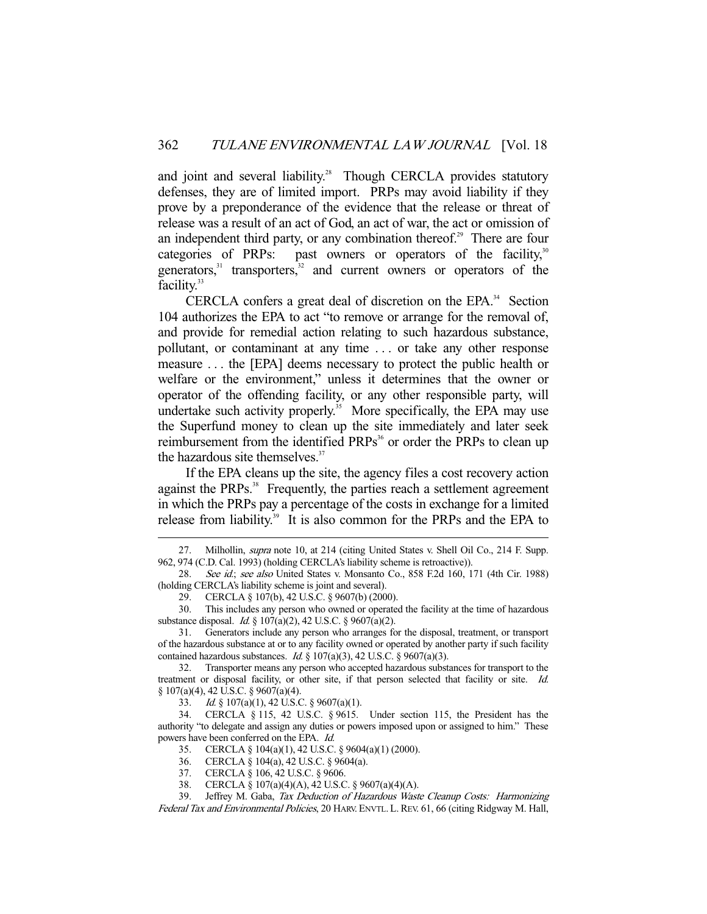and joint and several liability.[28] Though CERCLA provides statutory defenses, they are of limited import. PRPs may avoid liability if they prove by a preponderance of the evidence that the release or threat of release was a result of an act of God, an act of war, the act or omission of an independent third party, or any combination thereof.[29] There are four categories of PRPs: past owners or operators of the facility,[30] generators,[31] transporters,[32] and current owners or operators of the facility.[33]

CERCLA confers a great deal of discretion on the EPA.[34] Section 104 authorizes the EPA to act "to remove or arrange for the removal of, and provide for remedial action relating to such hazardous substance, pollutant, or contaminant at any time . . . or take any other response measure . . . the [EPA] deems necessary to protect the public health or welfare or the environment," unless it determines that the owner or operator of the offending facility, or any other responsible party, will undertake such activity properly.[35] More specifically, the EPA may use the Superfund money to clean up the site immediately and later seek reimbursement from the identified PRPs[36] or order the PRPs to clean up the hazardous site themselves.[37]

If the EPA cleans up the site, the agency files a cost recovery action against the PRPs.[38] Frequently, the parties reach a settlement agreement in which the PRPs pay a percentage of the costs in exchange for a limited release from liability.[39] It is also common for the PRPs and the EPA to

---

27. Milhollin, *supra* note 10, at 214 (citing United States v. Shell Oil Co., 214 F. Supp. 962, 974 (C.D. Cal. 1993) (holding CERCLA's liability scheme is retroactive)).

28. *See id.*; *see also* United States v. Monsanto Co., 858 F.2d 160, 171 (4th Cir. 1988) (holding CERCLA's liability scheme is joint and several).

29. CERCLA § 107(b), 42 U.S.C. § 9607(b) (2000).

30. This includes any person who owned or operated the facility at the time of hazardous substance disposal. *Id.* § 107(a)(2), 42 U.S.C. § 9607(a)(2).

31. Generators include any person who arranges for the disposal, treatment, or transport of the hazardous substance at or to any facility owned or operated by another party if such facility contained hazardous substances. *Id.* § 107(a)(3), 42 U.S.C. § 9607(a)(3).

32. Transporter means any person who accepted hazardous substances for transport to the treatment or disposal facility, or other site, if that person selected that facility or site. *Id.* § 107(a)(4), 42 U.S.C. § 9607(a)(4).

33. *Id.* § 107(a)(1), 42 U.S.C. § 9607(a)(1).

34. CERCLA § 115, 42 U.S.C. § 9615. Under section 115, the President has the authority "to delegate and assign any duties or powers imposed upon or assigned to him." These powers have been conferred on the EPA. *Id.*

35. CERCLA § 104(a)(1), 42 U.S.C. § 9604(a)(1) (2000).

36. CERCLA § 104(a), 42 U.S.C. § 9604(a).

37. CERCLA § 106, 42 U.S.C. § 9606.

38. CERCLA § 107(a)(4)(A), 42 U.S.C. § 9607(a)(4)(A).

39. Jeffrey M. Gaba, *Tax Deduction of Hazardous Waste Cleanup Costs: Harmonizing Federal Tax and Environmental Policies*, 20 HARV. ENVTL. L. REV. 61, 66 (citing Ridgway M. Hall,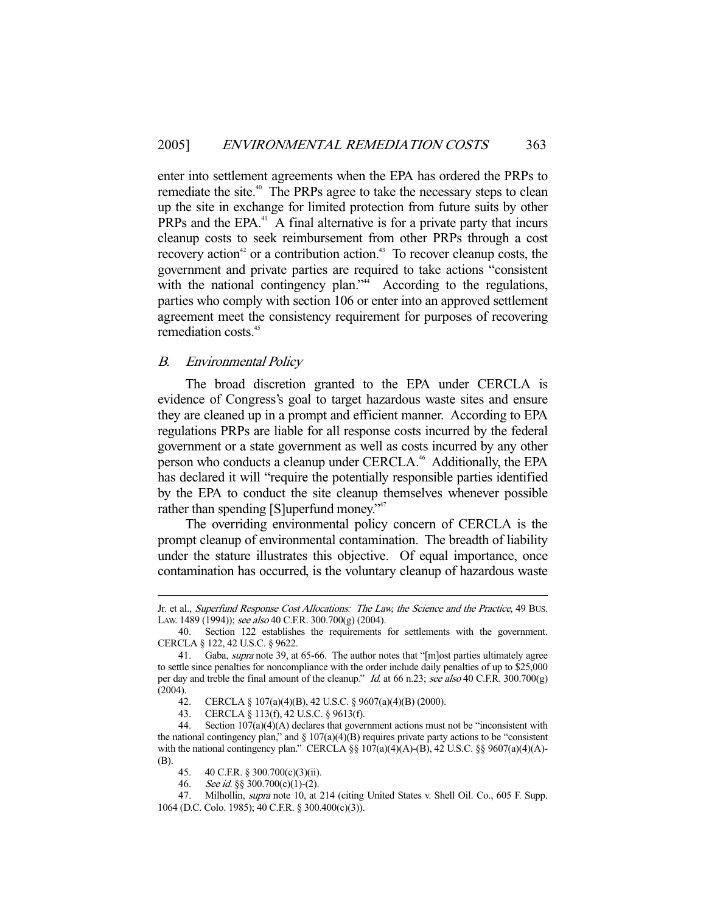enter into settlement agreements when the EPA has ordered the PRPs to remediate the site.[40] The PRPs agree to take the necessary steps to clean up the site in exchange for limited protection from future suits by other PRPs and the EPA.[41] A final alternative is for a private party that incurs cleanup costs to seek reimbursement from other PRPs through a cost recovery action[42] or a contribution action.[43] To recover cleanup costs, the government and private parties are required to take actions "consistent with the national contingency plan."[44] According to the regulations, parties who comply with section 106 or enter into an approved settlement agreement meet the consistency requirement for purposes of recovering remediation costs.[45]

### *B. Environmental Policy*

The broad discretion granted to the EPA under CERCLA is evidence of Congress's goal to target hazardous waste sites and ensure they are cleaned up in a prompt and efficient manner. According to EPA regulations PRPs are liable for all response costs incurred by the federal government or a state government as well as costs incurred by any other person who conducts a cleanup under CERCLA.[46] Additionally, the EPA has declared it will "require the potentially responsible parties identified by the EPA to conduct the site cleanup themselves whenever possible rather than spending [S]uperfund money."[47]

The overriding environmental policy concern of CERCLA is the prompt cleanup of environmental contamination. The breadth of liability under the stature illustrates this objective. Of equal importance, once contamination has occurred, is the voluntary cleanup of hazardous waste

---

Jr. et al., *Superfund Response Cost Allocations: The Law, the Science and the Practice*, 49 BUS. LAW. 1489 (1994)); *see also* 40 C.F.R. 300.700(g) (2004).

40. Section 122 establishes the requirements for settlements with the government. CERCLA § 122, 42 U.S.C. § 9622.

41. Gaba, *supra* note 39, at 65-66. The author notes that "[m]ost parties ultimately agree to settle since penalties for noncompliance with the order include daily penalties of up to $25,000 per day and treble the final amount of the cleanup." *Id.* at 66 n.23; *see also* 40 C.F.R. 300.700(g) (2004).

42. CERCLA § 107(a)(4)(B), 42 U.S.C. § 9607(a)(4)(B) (2000).

43. CERCLA § 113(f), 42 U.S.C. § 9613(f).

44. Section 107(a)(4)(A) declares that government actions must not be "inconsistent with the national contingency plan," and § 107(a)(4)(B) requires private party actions to be "consistent with the national contingency plan." CERCLA §§ 107(a)(4)(A)-(B), 42 U.S.C. §§ 9607(a)(4)(A)-(B).

45. 40 C.F.R. § 300.700(c)(3)(ii).

46. *See id.* §§ 300.700(c)(1)-(2).

47. Milhollin, *supra* note 10, at 214 (citing United States v. Shell Oil. Co., 605 F. Supp. 1064 (D.C. Colo. 1985); 40 C.F.R. § 300.400(c)(3)).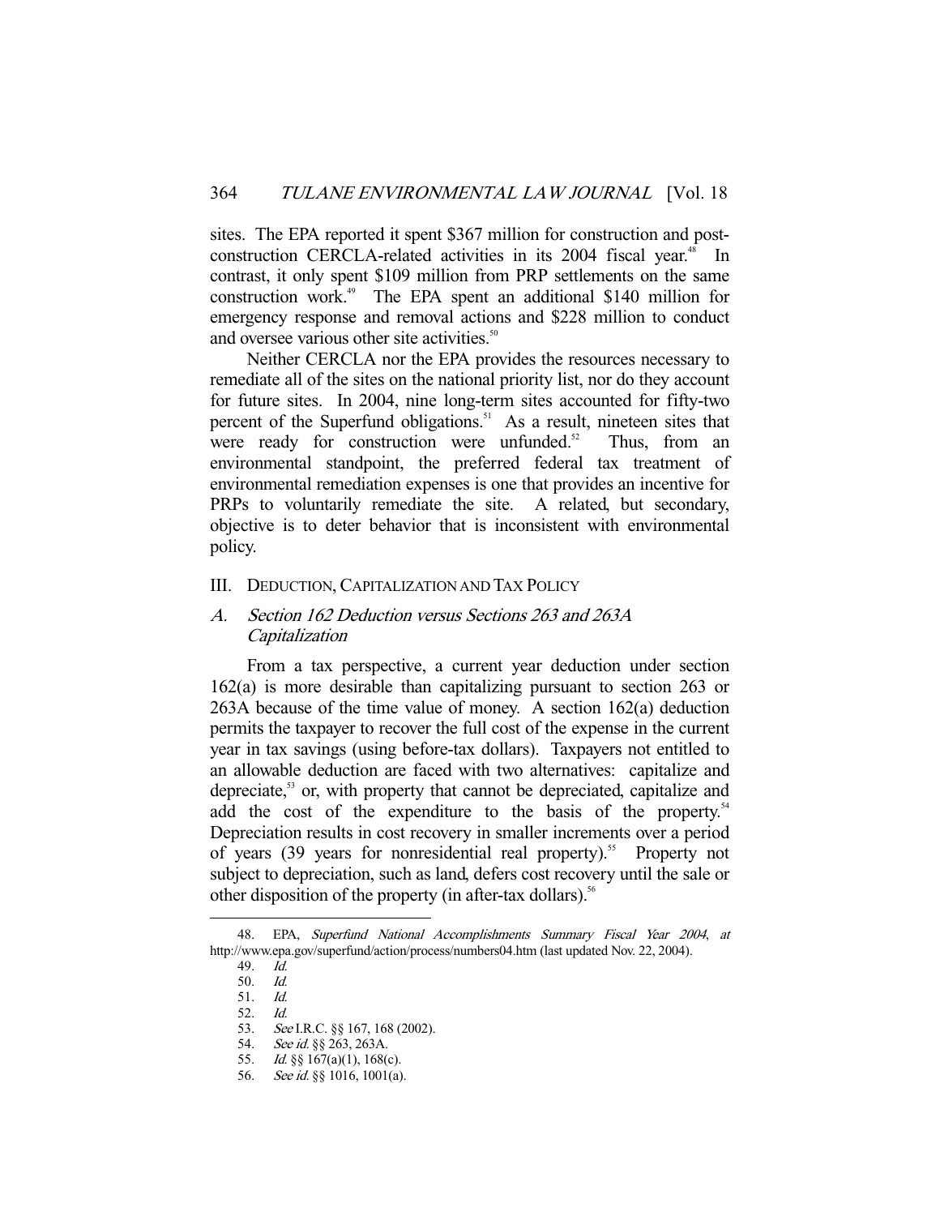sites. The EPA reported it spent $367 million for construction and post-construction CERCLA-related activities in its 2004 fiscal year.[48] In contrast, it only spent $109 million from PRP settlements on the same construction work.[49] The EPA spent an additional $140 million for emergency response and removal actions and $228 million to conduct and oversee various other site activities.[50]

Neither CERCLA nor the EPA provides the resources necessary to remediate all of the sites on the national priority list, nor do they account for future sites. In 2004, nine long-term sites accounted for fifty-two percent of the Superfund obligations.[51] As a result, nineteen sites that were ready for construction were unfunded.[52] Thus, from an environmental standpoint, the preferred federal tax treatment of environmental remediation expenses is one that provides an incentive for PRPs to voluntarily remediate the site. A related, but secondary, objective is to deter behavior that is inconsistent with environmental policy.

## III. DEDUCTION, CAPITALIZATION AND TAX POLICY

### A. *Section 162 Deduction versus Sections 263 and 263A Capitalization*

From a tax perspective, a current year deduction under section 162(a) is more desirable than capitalizing pursuant to section 263 or 263A because of the time value of money. A section 162(a) deduction permits the taxpayer to recover the full cost of the expense in the current year in tax savings (using before-tax dollars). Taxpayers not entitled to an allowable deduction are faced with two alternatives: capitalize and depreciate,[53] or, with property that cannot be depreciated, capitalize and add the cost of the expenditure to the basis of the property.[54] Depreciation results in cost recovery in smaller increments over a period of years (39 years for nonresidential real property).[55] Property not subject to depreciation, such as land, defers cost recovery until the sale or other disposition of the property (in after-tax dollars).[56]

---

48. EPA, *Superfund National Accomplishments Summary Fiscal Year 2004*, *at* http://www.epa.gov/superfund/action/process/numbers04.htm (last updated Nov. 22, 2004).

49. *Id.*

50. *Id.*

51. *Id.*

52. *Id.*

53. *See* I.R.C. §§ 167, 168 (2002).

54. *See id.* §§ 263, 263A.

55. *Id.* §§ 167(a)(1), 168(c).

56. *See id.* §§ 1016, 1001(a).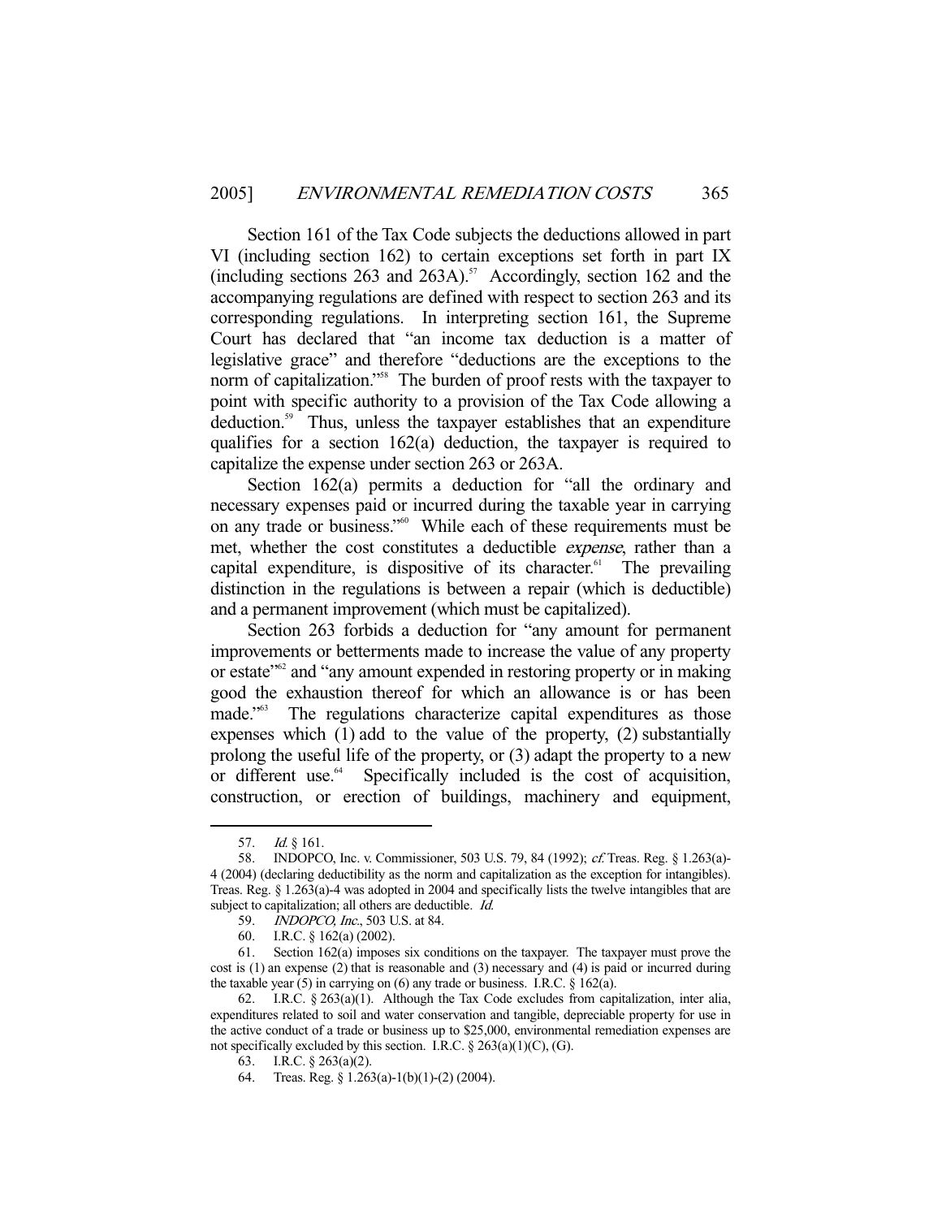Section 161 of the Tax Code subjects the deductions allowed in part VI (including section 162) to certain exceptions set forth in part IX (including sections 263 and 263A).[57] Accordingly, section 162 and the accompanying regulations are defined with respect to section 263 and its corresponding regulations. In interpreting section 161, the Supreme Court has declared that "an income tax deduction is a matter of legislative grace" and therefore "deductions are the exceptions to the norm of capitalization."[58] The burden of proof rests with the taxpayer to point with specific authority to a provision of the Tax Code allowing a deduction.[59] Thus, unless the taxpayer establishes that an expenditure qualifies for a section 162(a) deduction, the taxpayer is required to capitalize the expense under section 263 or 263A.

Section 162(a) permits a deduction for "all the ordinary and necessary expenses paid or incurred during the taxable year in carrying on any trade or business."[60] While each of these requirements must be met, whether the cost constitutes a deductible *expense*, rather than a capital expenditure, is dispositive of its character.[61] The prevailing distinction in the regulations is between a repair (which is deductible) and a permanent improvement (which must be capitalized).

Section 263 forbids a deduction for "any amount for permanent improvements or betterments made to increase the value of any property or estate"[62] and "any amount expended in restoring property or in making good the exhaustion thereof for which an allowance is or has been made."[63] The regulations characterize capital expenditures as those expenses which (1) add to the value of the property, (2) substantially prolong the useful life of the property, or (3) adapt the property to a new or different use.[64] Specifically included is the cost of acquisition, construction, or erection of buildings, machinery and equipment,

---

57. *Id.* § 161.

58. INDOPCO, Inc. v. Commissioner, 503 U.S. 79, 84 (1992); *cf.* Treas. Reg. § 1.263(a)-4 (2004) (declaring deductibility as the norm and capitalization as the exception for intangibles). Treas. Reg. § 1.263(a)-4 was adopted in 2004 and specifically lists the twelve intangibles that are subject to capitalization; all others are deductible. *Id.*

59. *INDOPCO, Inc.*, 503 U.S. at 84.

60. I.R.C. § 162(a) (2002).

61. Section 162(a) imposes six conditions on the taxpayer. The taxpayer must prove the cost is (1) an expense (2) that is reasonable and (3) necessary and (4) is paid or incurred during the taxable year (5) in carrying on (6) any trade or business. I.R.C. § 162(a).

62. I.R.C. § 263(a)(1). Although the Tax Code excludes from capitalization, inter alia, expenditures related to soil and water conservation and tangible, depreciable property for use in the active conduct of a trade or business up to $25,000, environmental remediation expenses are not specifically excluded by this section. I.R.C. § 263(a)(1)(C), (G).

63. I.R.C. § 263(a)(2).

64. Treas. Reg. § 1.263(a)-1(b)(1)-(2) (2004).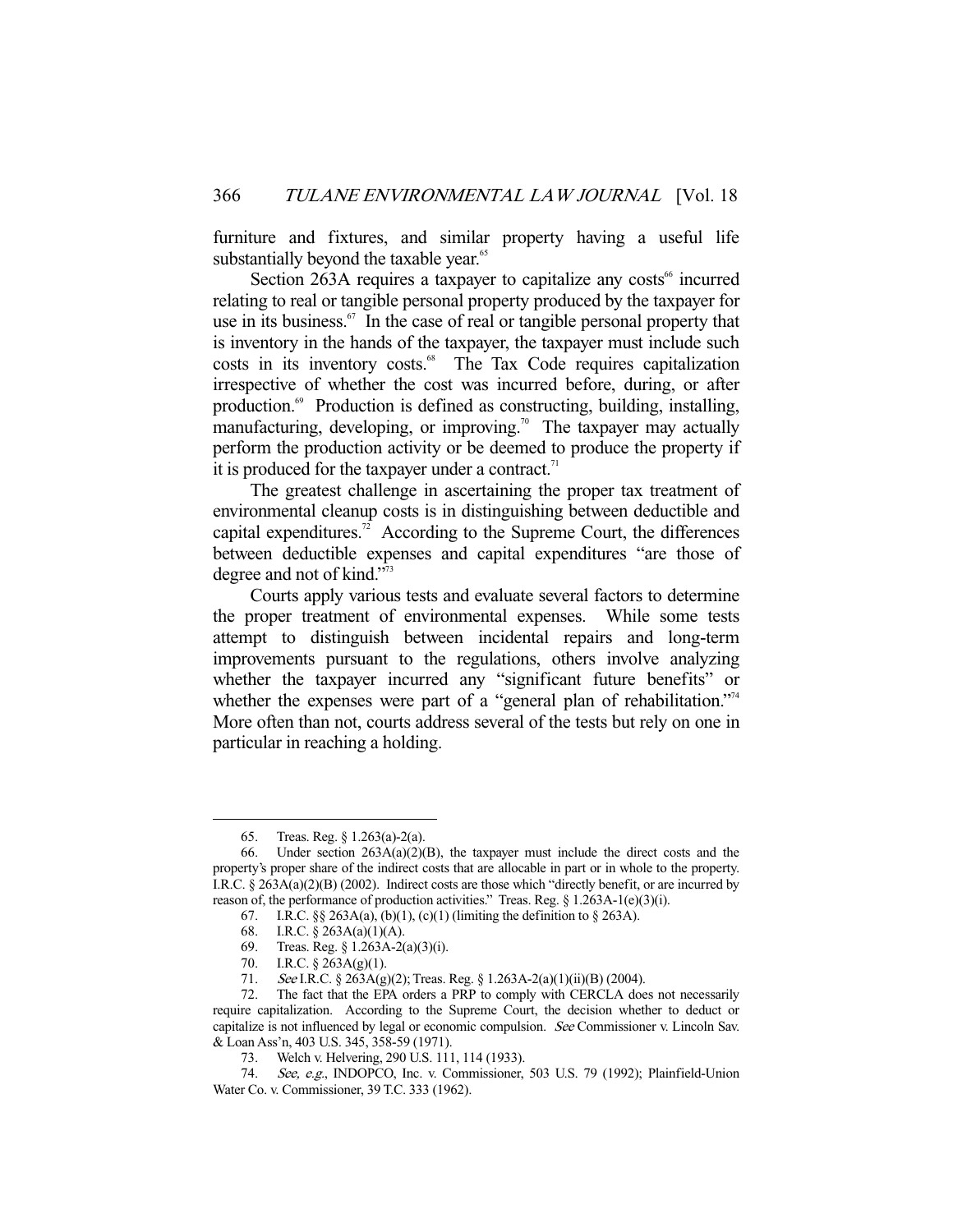furniture and fixtures, and similar property having a useful life substantially beyond the taxable year.[65]

Section 263A requires a taxpayer to capitalize any costs[66] incurred relating to real or tangible personal property produced by the taxpayer for use in its business.[67] In the case of real or tangible personal property that is inventory in the hands of the taxpayer, the taxpayer must include such costs in its inventory costs.[68] The Tax Code requires capitalization irrespective of whether the cost was incurred before, during, or after production.[69] Production is defined as constructing, building, installing, manufacturing, developing, or improving.[70] The taxpayer may actually perform the production activity or be deemed to produce the property if it is produced for the taxpayer under a contract.[71]

The greatest challenge in ascertaining the proper tax treatment of environmental cleanup costs is in distinguishing between deductible and capital expenditures.[72] According to the Supreme Court, the differences between deductible expenses and capital expenditures "are those of degree and not of kind."[73]

Courts apply various tests and evaluate several factors to determine the proper treatment of environmental expenses. While some tests attempt to distinguish between incidental repairs and long-term improvements pursuant to the regulations, others involve analyzing whether the taxpayer incurred any "significant future benefits" or whether the expenses were part of a "general plan of rehabilitation."[74] More often than not, courts address several of the tests but rely on one in particular in reaching a holding.

---

65. Treas. Reg. § 1.263(a)-2(a).

66. Under section 263A(a)(2)(B), the taxpayer must include the direct costs and the property's proper share of the indirect costs that are allocable in part or in whole to the property. I.R.C. § 263A(a)(2)(B) (2002). Indirect costs are those which "directly benefit, or are incurred by reason of, the performance of production activities." Treas. Reg. § 1.263A-1(e)(3)(i).

67. I.R.C. §§ 263A(a), (b)(1), (c)(1) (limiting the definition to § 263A).

68. I.R.C. § 263A(a)(1)(A).

69. Treas. Reg. § 1.263A-2(a)(3)(i).

70. I.R.C. § 263A(g)(1).

71. *See* I.R.C. § 263A(g)(2); Treas. Reg. § 1.263A-2(a)(1)(ii)(B) (2004).

72. The fact that the EPA orders a PRP to comply with CERCLA does not necessarily require capitalization. According to the Supreme Court, the decision whether to deduct or capitalize is not influenced by legal or economic compulsion. *See* Commissioner v. Lincoln Sav. & Loan Ass'n, 403 U.S. 345, 358-59 (1971).

73. Welch v. Helvering, 290 U.S. 111, 114 (1933).

74. *See, e.g.*, INDOPCO, Inc. v. Commissioner, 503 U.S. 79 (1992); Plainfield-Union Water Co. v. Commissioner, 39 T.C. 333 (1962).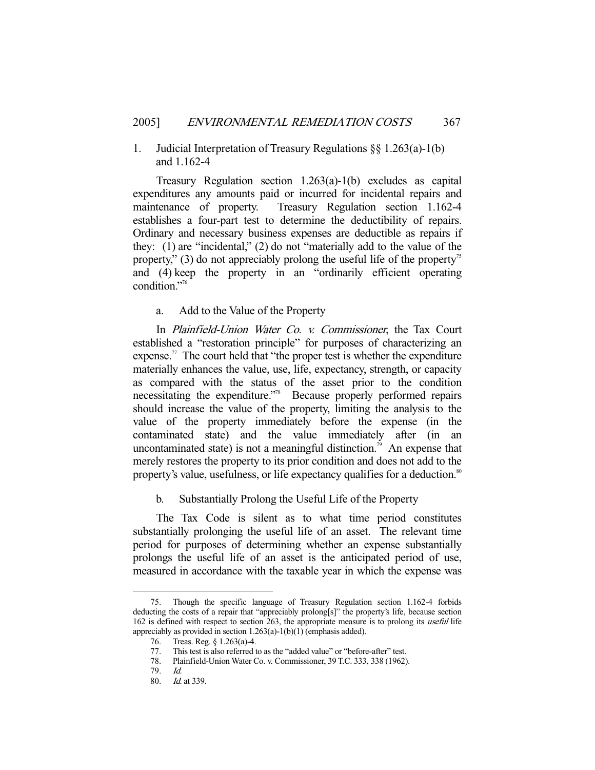### 1. Judicial Interpretation of Treasury Regulations §§ 1.263(a)-1(b) and 1.162-4

Treasury Regulation section 1.263(a)-1(b) excludes as capital expenditures any amounts paid or incurred for incidental repairs and maintenance of property. Treasury Regulation section 1.162-4 establishes a four-part test to determine the deductibility of repairs. Ordinary and necessary business expenses are deductible as repairs if they: (1) are "incidental," (2) do not "materially add to the value of the property," (3) do not appreciably prolong the useful life of the property[75] and (4) keep the property in an "ordinarily efficient operating condition."[76]

#### a. Add to the Value of the Property

In *Plainfield-Union Water Co. v. Commissioner*, the Tax Court established a "restoration principle" for purposes of characterizing an expense.[77] The court held that "the proper test is whether the expenditure materially enhances the value, use, life, expectancy, strength, or capacity as compared with the status of the asset prior to the condition necessitating the expenditure."[78] Because properly performed repairs should increase the value of the property, limiting the analysis to the value of the property immediately before the expense (in the contaminated state) and the value immediately after (in an uncontaminated state) is not a meaningful distinction.[79] An expense that merely restores the property to its prior condition and does not add to the property's value, usefulness, or life expectancy qualifies for a deduction.[80]

#### b. Substantially Prolong the Useful Life of the Property

The Tax Code is silent as to what time period constitutes substantially prolonging the useful life of an asset. The relevant time period for purposes of determining whether an expense substantially prolongs the useful life of an asset is the anticipated period of use, measured in accordance with the taxable year in which the expense was

---

75. Though the specific language of Treasury Regulation section 1.162-4 forbids deducting the costs of a repair that "appreciably prolong[s]" the property's life, because section 162 is defined with respect to section 263, the appropriate measure is to prolong its *useful* life appreciably as provided in section 1.263(a)-1(b)(1) (emphasis added).

76. Treas. Reg. § 1.263(a)-4.

77. This test is also referred to as the "added value" or "before-after" test.

78. Plainfield-Union Water Co. v. Commissioner, 39 T.C. 333, 338 (1962).

79. *Id.*

80. *Id.* at 339.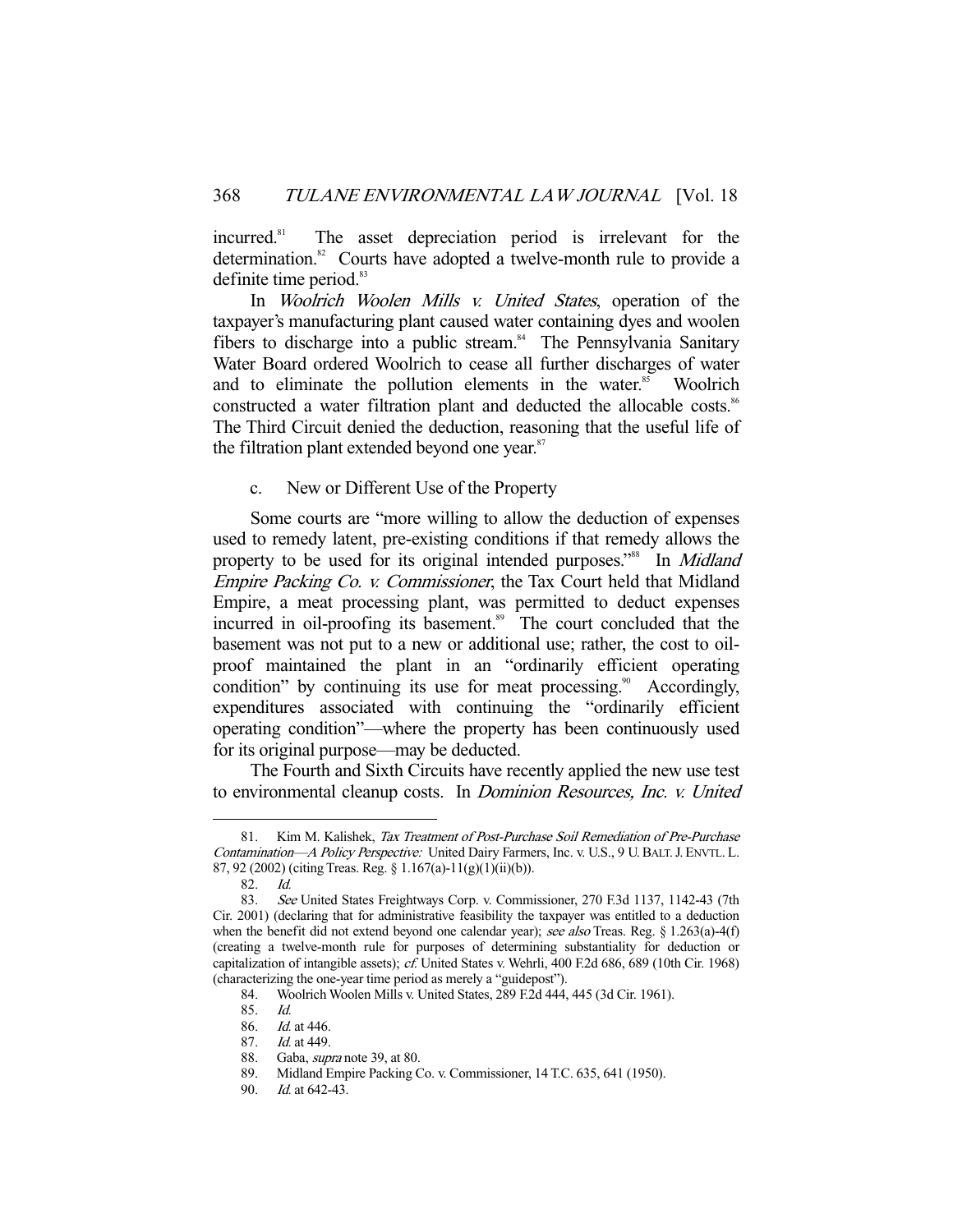incurred.[81] The asset depreciation period is irrelevant for the determination.[82] Courts have adopted a twelve-month rule to provide a definite time period.[83]

In *Woolrich Woolen Mills v. United States*, operation of the taxpayer's manufacturing plant caused water containing dyes and woolen fibers to discharge into a public stream.[84] The Pennsylvania Sanitary Water Board ordered Woolrich to cease all further discharges of water and to eliminate the pollution elements in the water.[85] Woolrich constructed a water filtration plant and deducted the allocable costs.[86] The Third Circuit denied the deduction, reasoning that the useful life of the filtration plant extended beyond one year.[87]

c. New or Different Use of the Property

Some courts are "more willing to allow the deduction of expenses used to remedy latent, pre-existing conditions if that remedy allows the property to be used for its original intended purposes."[88] In *Midland Empire Packing Co. v. Commissioner*, the Tax Court held that Midland Empire, a meat processing plant, was permitted to deduct expenses incurred in oil-proofing its basement.[89] The court concluded that the basement was not put to a new or additional use; rather, the cost to oil-proof maintained the plant in an "ordinarily efficient operating condition" by continuing its use for meat processing.[90] Accordingly, expenditures associated with continuing the "ordinarily efficient operating condition"—where the property has been continuously used for its original purpose—may be deducted.

The Fourth and Sixth Circuits have recently applied the new use test to environmental cleanup costs. In *Dominion Resources, Inc. v. United*

---

81. Kim M. Kalishek, *Tax Treatment of Post-Purchase Soil Remediation of Pre-Purchase Contamination—A Policy Perspective:* United Dairy Farmers, Inc. v. U.S., 9 U. BALT. J. ENVTL. L. 87, 92 (2002) (citing Treas. Reg. § 1.167(a)-11(g)(1)(ii)(b)).

82. *Id.*

83. *See* United States Freightways Corp. v. Commissioner, 270 F.3d 1137, 1142-43 (7th Cir. 2001) (declaring that for administrative feasibility the taxpayer was entitled to a deduction when the benefit did not extend beyond one calendar year); *see also* Treas. Reg. § 1.263(a)-4(f) (creating a twelve-month rule for purposes of determining substantiality for deduction or capitalization of intangible assets); *cf.* United States v. Wehrli, 400 F.2d 686, 689 (10th Cir. 1968) (characterizing the one-year time period as merely a "guidepost").

84. Woolrich Woolen Mills v. United States, 289 F.2d 444, 445 (3d Cir. 1961).

85. *Id.*

86. *Id.* at 446.

87. *Id.* at 449.

88. Gaba, *supra* note 39, at 80.

89. Midland Empire Packing Co. v. Commissioner, 14 T.C. 635, 641 (1950).

90. *Id.* at 642-43.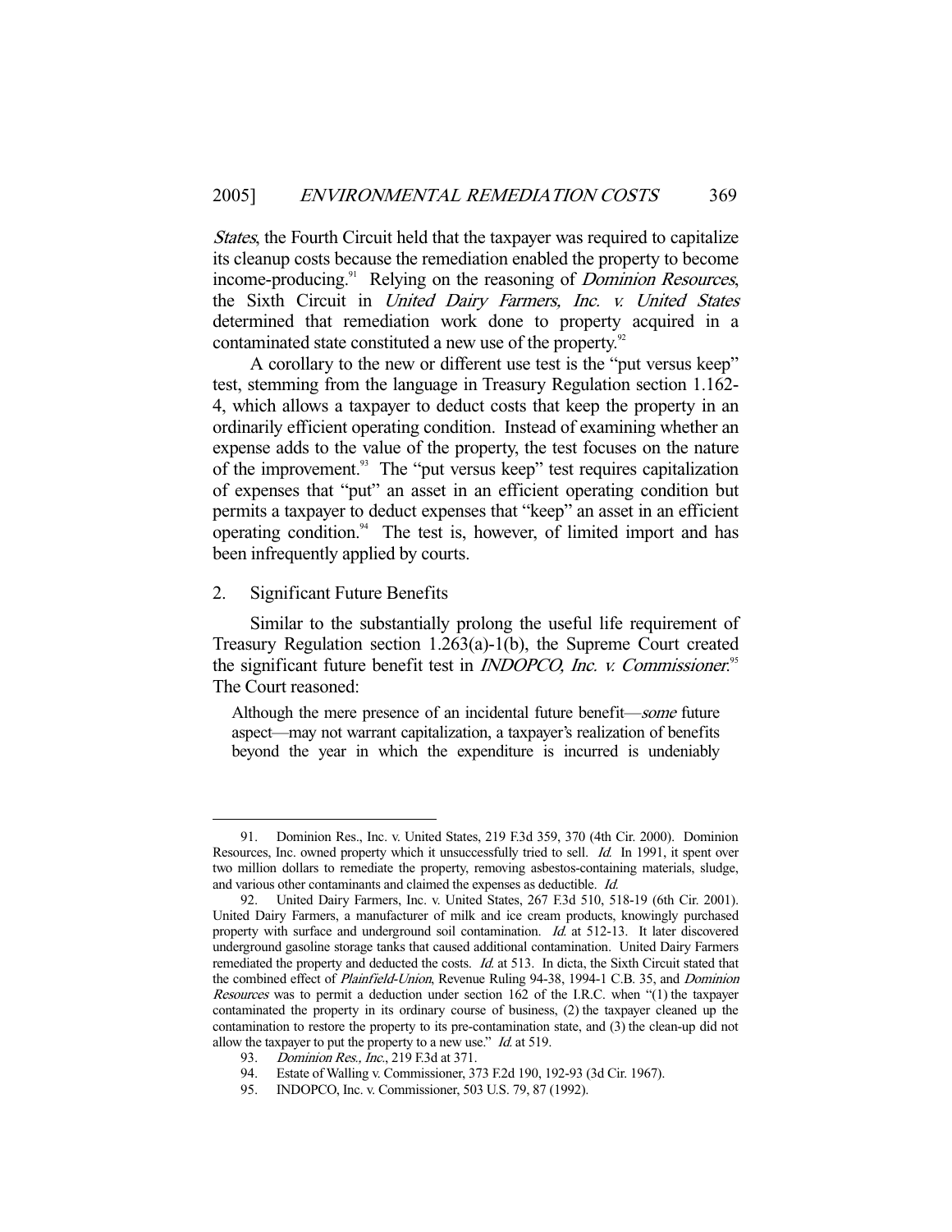*States*, the Fourth Circuit held that the taxpayer was required to capitalize its cleanup costs because the remediation enabled the property to become income-producing.[91] Relying on the reasoning of *Dominion Resources*, the Sixth Circuit in *United Dairy Farmers, Inc. v. United States* determined that remediation work done to property acquired in a contaminated state constituted a new use of the property.[92]

A corollary to the new or different use test is the "put versus keep" test, stemming from the language in Treasury Regulation section 1.162-4, which allows a taxpayer to deduct costs that keep the property in an ordinarily efficient operating condition. Instead of examining whether an expense adds to the value of the property, the test focuses on the nature of the improvement.[93] The "put versus keep" test requires capitalization of expenses that "put" an asset in an efficient operating condition but permits a taxpayer to deduct expenses that "keep" an asset in an efficient operating condition.[94] The test is, however, of limited import and has been infrequently applied by courts.

## 2. Significant Future Benefits

Similar to the substantially prolong the useful life requirement of Treasury Regulation section 1.263(a)-1(b), the Supreme Court created the significant future benefit test in *INDOPCO, Inc. v. Commissioner*.[95] The Court reasoned:

> Although the mere presence of an incidental future benefit—*some* future aspect—may not warrant capitalization, a taxpayer's realization of benefits beyond the year in which the expenditure is incurred is undeniably

---

91. Dominion Res., Inc. v. United States, 219 F.3d 359, 370 (4th Cir. 2000). Dominion Resources, Inc. owned property which it unsuccessfully tried to sell. *Id.* In 1991, it spent over two million dollars to remediate the property, removing asbestos-containing materials, sludge, and various other contaminants and claimed the expenses as deductible. *Id.*

92. United Dairy Farmers, Inc. v. United States, 267 F.3d 510, 518-19 (6th Cir. 2001). United Dairy Farmers, a manufacturer of milk and ice cream products, knowingly purchased property with surface and underground soil contamination. *Id.* at 512-13. It later discovered underground gasoline storage tanks that caused additional contamination. United Dairy Farmers remediated the property and deducted the costs. *Id.* at 513. In dicta, the Sixth Circuit stated that the combined effect of *Plainfield-Union*, Revenue Ruling 94-38, 1994-1 C.B. 35, and *Dominion Resources* was to permit a deduction under section 162 of the I.R.C. when "(1) the taxpayer contaminated the property in its ordinary course of business, (2) the taxpayer cleaned up the contamination to restore the property to its pre-contamination state, and (3) the clean-up did not allow the taxpayer to put the property to a new use." *Id.* at 519.

93. *Dominion Res., Inc.*, 219 F.3d at 371.

94. Estate of Walling v. Commissioner, 373 F.2d 190, 192-93 (3d Cir. 1967).

95. INDOPCO, Inc. v. Commissioner, 503 U.S. 79, 87 (1992).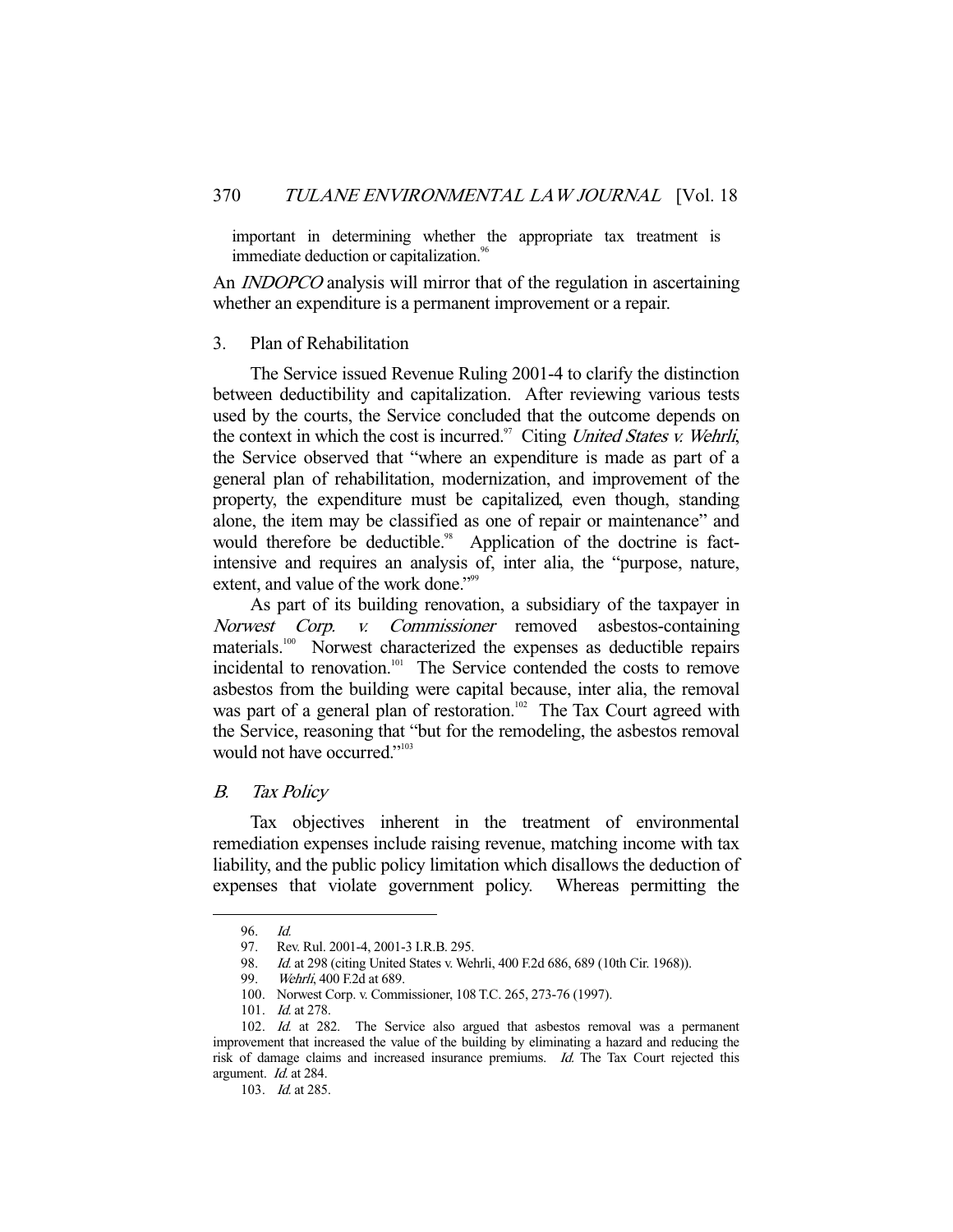important in determining whether the appropriate tax treatment is immediate deduction or capitalization.[96]

An *INDOPCO* analysis will mirror that of the regulation in ascertaining whether an expenditure is a permanent improvement or a repair.

### 3. Plan of Rehabilitation

The Service issued Revenue Ruling 2001-4 to clarify the distinction between deductibility and capitalization. After reviewing various tests used by the courts, the Service concluded that the outcome depends on the context in which the cost is incurred.[97] Citing *United States v. Wehrli*, the Service observed that "where an expenditure is made as part of a general plan of rehabilitation, modernization, and improvement of the property, the expenditure must be capitalized, even though, standing alone, the item may be classified as one of repair or maintenance" and would therefore be deductible.[98] Application of the doctrine is fact-intensive and requires an analysis of, inter alia, the "purpose, nature, extent, and value of the work done."[99]

As part of its building renovation, a subsidiary of the taxpayer in *Norwest Corp. v. Commissioner* removed asbestos-containing materials.[100] Norwest characterized the expenses as deductible repairs incidental to renovation.[101] The Service contended the costs to remove asbestos from the building were capital because, inter alia, the removal was part of a general plan of restoration.[102] The Tax Court agreed with the Service, reasoning that "but for the remodeling, the asbestos removal would not have occurred."[103]

## B. *Tax Policy*

Tax objectives inherent in the treatment of environmental remediation expenses include raising revenue, matching income with tax liability, and the public policy limitation which disallows the deduction of expenses that violate government policy. Whereas permitting the

---

96. *Id.*

97. Rev. Rul. 2001-4, 2001-3 I.R.B. 295.

98. *Id.* at 298 (citing United States v. Wehrli, 400 F.2d 686, 689 (10th Cir. 1968)).

99. *Wehrli*, 400 F.2d at 689.

100. Norwest Corp. v. Commissioner, 108 T.C. 265, 273-76 (1997).

101. *Id.* at 278.

102. *Id.* at 282. The Service also argued that asbestos removal was a permanent improvement that increased the value of the building by eliminating a hazard and reducing the risk of damage claims and increased insurance premiums. *Id.* The Tax Court rejected this argument. *Id.* at 284.

103. *Id.* at 285.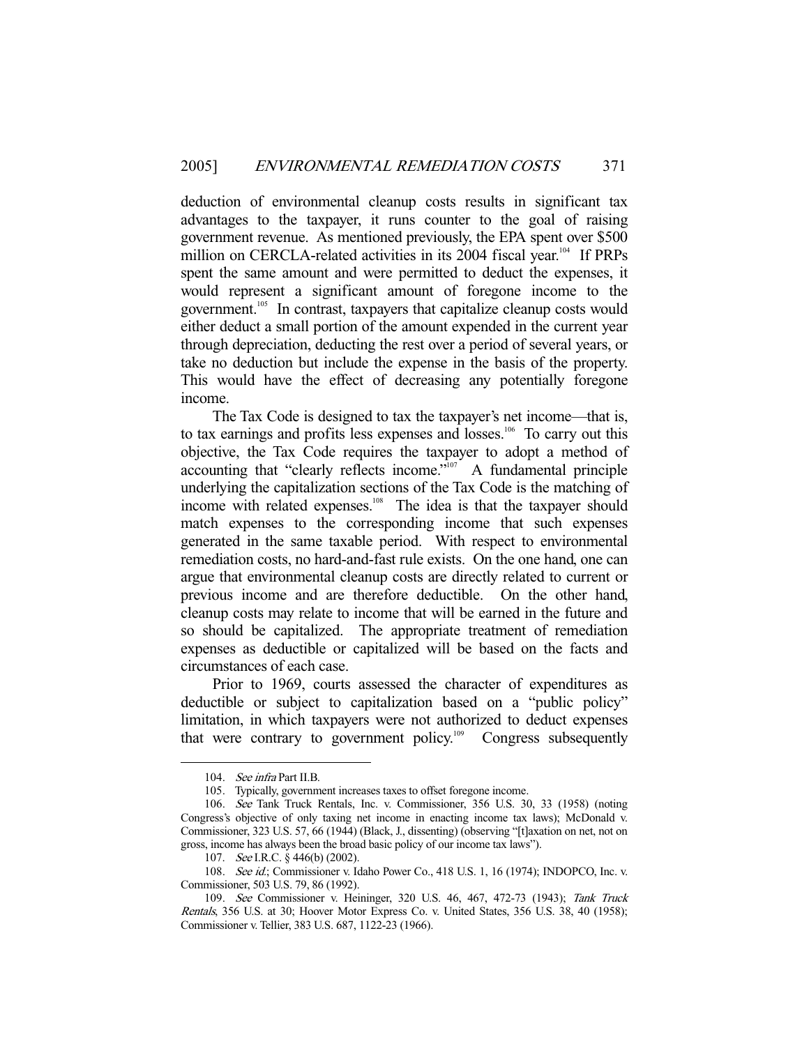deduction of environmental cleanup costs results in significant tax advantages to the taxpayer, it runs counter to the goal of raising government revenue. As mentioned previously, the EPA spent over $500 million on CERCLA-related activities in its 2004 fiscal year.[104] If PRPs spent the same amount and were permitted to deduct the expenses, it would represent a significant amount of foregone income to the government.[105] In contrast, taxpayers that capitalize cleanup costs would either deduct a small portion of the amount expended in the current year through depreciation, deducting the rest over a period of several years, or take no deduction but include the expense in the basis of the property. This would have the effect of decreasing any potentially foregone income.

The Tax Code is designed to tax the taxpayer's net income—that is, to tax earnings and profits less expenses and losses.[106] To carry out this objective, the Tax Code requires the taxpayer to adopt a method of accounting that "clearly reflects income."[107] A fundamental principle underlying the capitalization sections of the Tax Code is the matching of income with related expenses.[108] The idea is that the taxpayer should match expenses to the corresponding income that such expenses generated in the same taxable period. With respect to environmental remediation costs, no hard-and-fast rule exists. On the one hand, one can argue that environmental cleanup costs are directly related to current or previous income and are therefore deductible. On the other hand, cleanup costs may relate to income that will be earned in the future and so should be capitalized. The appropriate treatment of remediation expenses as deductible or capitalized will be based on the facts and circumstances of each case.

Prior to 1969, courts assessed the character of expenditures as deductible or subject to capitalization based on a "public policy" limitation, in which taxpayers were not authorized to deduct expenses that were contrary to government policy.[109] Congress subsequently

---

104. *See infra* Part II.B.

105. Typically, government increases taxes to offset foregone income.

106. *See* Tank Truck Rentals, Inc. v. Commissioner, 356 U.S. 30, 33 (1958) (noting Congress's objective of only taxing net income in enacting income tax laws); McDonald v. Commissioner, 323 U.S. 57, 66 (1944) (Black, J., dissenting) (observing "[t]axation on net, not on gross, income has always been the broad basic policy of our income tax laws").

107. *See* I.R.C. § 446(b) (2002).

108. *See id.*; Commissioner v. Idaho Power Co., 418 U.S. 1, 16 (1974); INDOPCO, Inc. v. Commissioner, 503 U.S. 79, 86 (1992).

109. *See* Commissioner v. Heininger, 320 U.S. 46, 467, 472-73 (1943); *Tank Truck Rentals*, 356 U.S. at 30; Hoover Motor Express Co. v. United States, 356 U.S. 38, 40 (1958); Commissioner v. Tellier, 383 U.S. 687, 1122-23 (1966).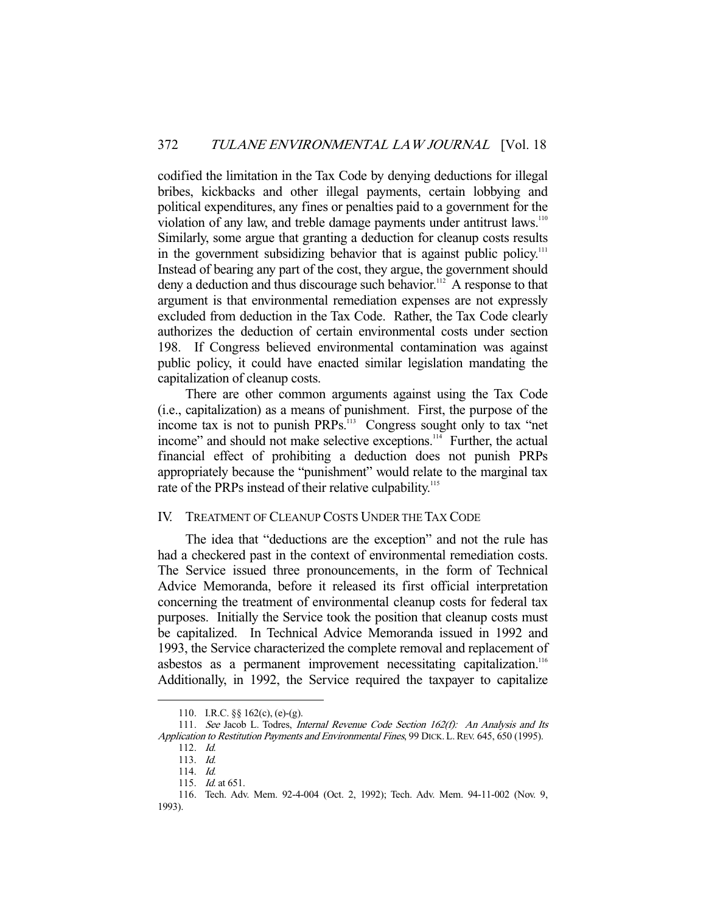codified the limitation in the Tax Code by denying deductions for illegal bribes, kickbacks and other illegal payments, certain lobbying and political expenditures, any fines or penalties paid to a government for the violation of any law, and treble damage payments under antitrust laws.[110] Similarly, some argue that granting a deduction for cleanup costs results in the government subsidizing behavior that is against public policy.[111] Instead of bearing any part of the cost, they argue, the government should deny a deduction and thus discourage such behavior.[112] A response to that argument is that environmental remediation expenses are not expressly excluded from deduction in the Tax Code. Rather, the Tax Code clearly authorizes the deduction of certain environmental costs under section 198. If Congress believed environmental contamination was against public policy, it could have enacted similar legislation mandating the capitalization of cleanup costs.

There are other common arguments against using the Tax Code (i.e., capitalization) as a means of punishment. First, the purpose of the income tax is not to punish PRPs.[113] Congress sought only to tax "net income" and should not make selective exceptions.[114] Further, the actual financial effect of prohibiting a deduction does not punish PRPs appropriately because the "punishment" would relate to the marginal tax rate of the PRPs instead of their relative culpability.[115]

## IV. TREATMENT OF CLEANUP COSTS UNDER THE TAX CODE

The idea that "deductions are the exception" and not the rule has had a checkered past in the context of environmental remediation costs. The Service issued three pronouncements, in the form of Technical Advice Memoranda, before it released its first official interpretation concerning the treatment of environmental cleanup costs for federal tax purposes. Initially the Service took the position that cleanup costs must be capitalized. In Technical Advice Memoranda issued in 1992 and 1993, the Service characterized the complete removal and replacement of asbestos as a permanent improvement necessitating capitalization.[116] Additionally, in 1992, the Service required the taxpayer to capitalize

---

110. I.R.C. §§ 162(c), (e)-(g).

111. *See* Jacob L. Todres, *Internal Revenue Code Section 162(f): An Analysis and Its Application to Restitution Payments and Environmental Fines*, 99 DICK. L. REV. 645, 650 (1995).

112. *Id.*

113. *Id.*

114. *Id.*

115. *Id.* at 651.

116. Tech. Adv. Mem. 92-4-004 (Oct. 2, 1992); Tech. Adv. Mem. 94-11-002 (Nov. 9, 1993).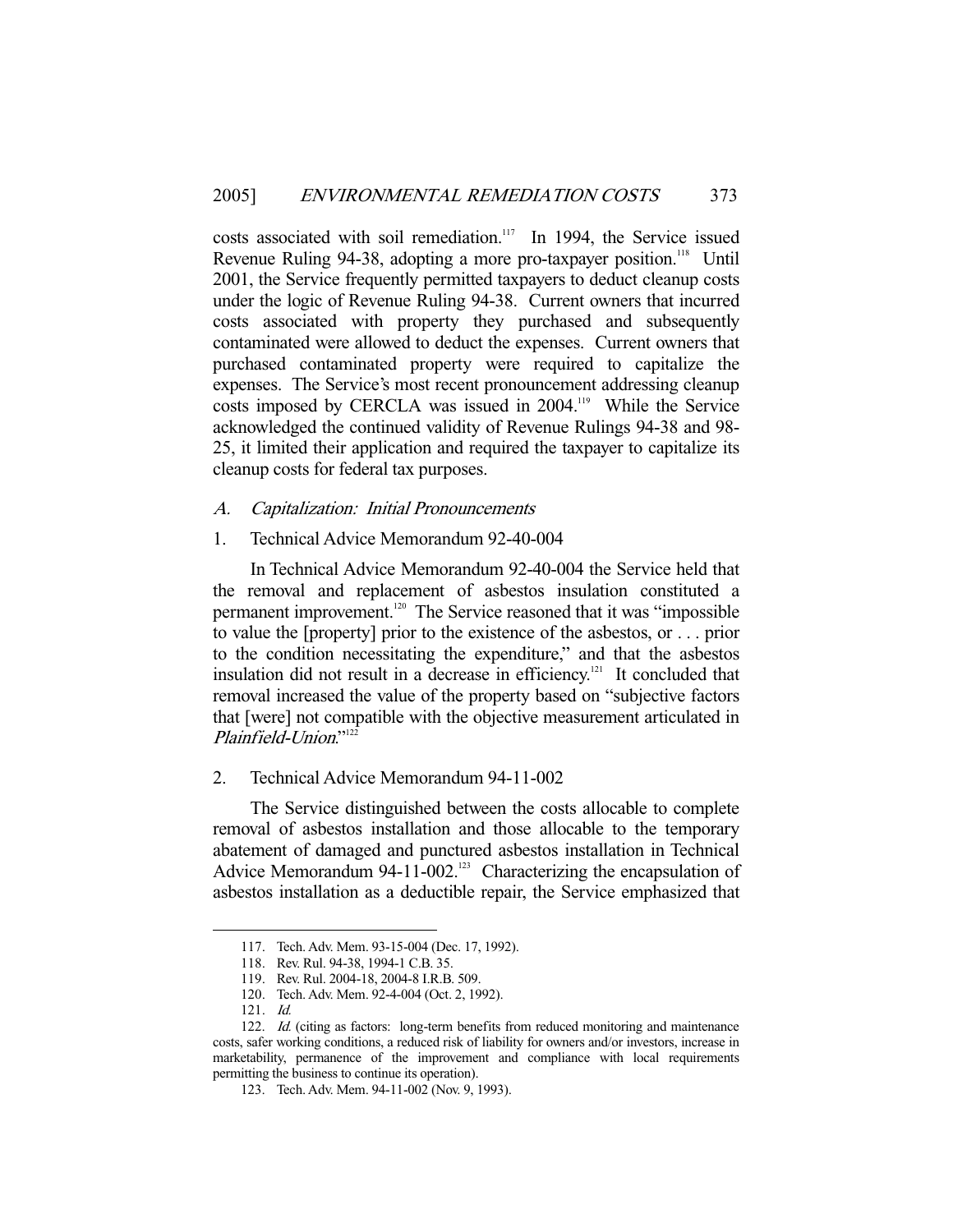costs associated with soil remediation.[117] In 1994, the Service issued Revenue Ruling 94-38, adopting a more pro-taxpayer position.[118] Until 2001, the Service frequently permitted taxpayers to deduct cleanup costs under the logic of Revenue Ruling 94-38. Current owners that incurred costs associated with property they purchased and subsequently contaminated were allowed to deduct the expenses. Current owners that purchased contaminated property were required to capitalize the expenses. The Service's most recent pronouncement addressing cleanup costs imposed by CERCLA was issued in 2004.[119] While the Service acknowledged the continued validity of Revenue Rulings 94-38 and 98-25, it limited their application and required the taxpayer to capitalize its cleanup costs for federal tax purposes.

### *A. Capitalization: Initial Pronouncements*

#### 1. Technical Advice Memorandum 92-40-004

In Technical Advice Memorandum 92-40-004 the Service held that the removal and replacement of asbestos insulation constituted a permanent improvement.[120] The Service reasoned that it was "impossible to value the [property] prior to the existence of the asbestos, or . . . prior to the condition necessitating the expenditure," and that the asbestos insulation did not result in a decrease in efficiency.[121] It concluded that removal increased the value of the property based on "subjective factors that [were] not compatible with the objective measurement articulated in *Plainfield-Union*."[122]

#### 2. Technical Advice Memorandum 94-11-002

The Service distinguished between the costs allocable to complete removal of asbestos installation and those allocable to the temporary abatement of damaged and punctured asbestos installation in Technical Advice Memorandum 94-11-002.[123] Characterizing the encapsulation of asbestos installation as a deductible repair, the Service emphasized that

---

117. Tech. Adv. Mem. 93-15-004 (Dec. 17, 1992).

118. Rev. Rul. 94-38, 1994-1 C.B. 35.

119. Rev. Rul. 2004-18, 2004-8 I.R.B. 509.

120. Tech. Adv. Mem. 92-4-004 (Oct. 2, 1992).

121. *Id.*

122. *Id.* (citing as factors: long-term benefits from reduced monitoring and maintenance costs, safer working conditions, a reduced risk of liability for owners and/or investors, increase in marketability, permanence of the improvement and compliance with local requirements permitting the business to continue its operation).

123. Tech. Adv. Mem. 94-11-002 (Nov. 9, 1993).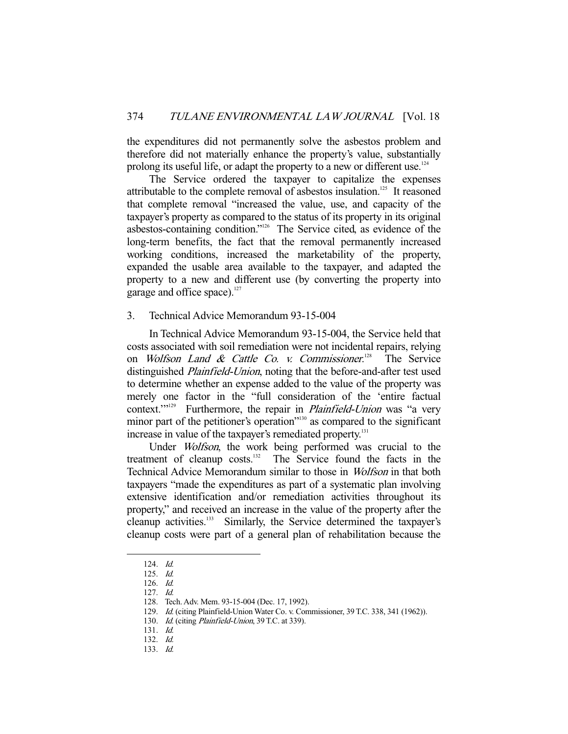the expenditures did not permanently solve the asbestos problem and therefore did not materially enhance the property's value, substantially prolong its useful life, or adapt the property to a new or different use.[124]

The Service ordered the taxpayer to capitalize the expenses attributable to the complete removal of asbestos insulation.[125] It reasoned that complete removal "increased the value, use, and capacity of the taxpayer's property as compared to the status of its property in its original asbestos-containing condition."[126] The Service cited, as evidence of the long-term benefits, the fact that the removal permanently increased working conditions, increased the marketability of the property, expanded the usable area available to the taxpayer, and adapted the property to a new and different use (by converting the property into garage and office space).[127]

### 3. Technical Advice Memorandum 93-15-004

In Technical Advice Memorandum 93-15-004, the Service held that costs associated with soil remediation were not incidental repairs, relying on *Wolfson Land & Cattle Co. v. Commissioner*.[128] The Service distinguished *Plainfield-Union*, noting that the before-and-after test used to determine whether an expense added to the value of the property was merely one factor in the "full consideration of the 'entire factual context.'"[129] Furthermore, the repair in *Plainfield-Union* was "a very minor part of the petitioner's operation"[130] as compared to the significant increase in value of the taxpayer's remediated property.[131]

Under *Wolfson*, the work being performed was crucial to the treatment of cleanup costs.[132] The Service found the facts in the Technical Advice Memorandum similar to those in *Wolfson* in that both taxpayers "made the expenditures as part of a systematic plan involving extensive identification and/or remediation activities throughout its property," and received an increase in the value of the property after the cleanup activities.[133] Similarly, the Service determined the taxpayer's cleanup costs were part of a general plan of rehabilitation because the

---

124. *Id.*
125. *Id.*
126. *Id.*
127. *Id.*
128. Tech. Adv. Mem. 93-15-004 (Dec. 17, 1992).
129. *Id.* (citing Plainfield-Union Water Co. v. Commissioner, 39 T.C. 338, 341 (1962)).
130. *Id.* (citing *Plainfield-Union*, 39 T.C. at 339).
131. *Id.*
132. *Id.*
133. *Id.*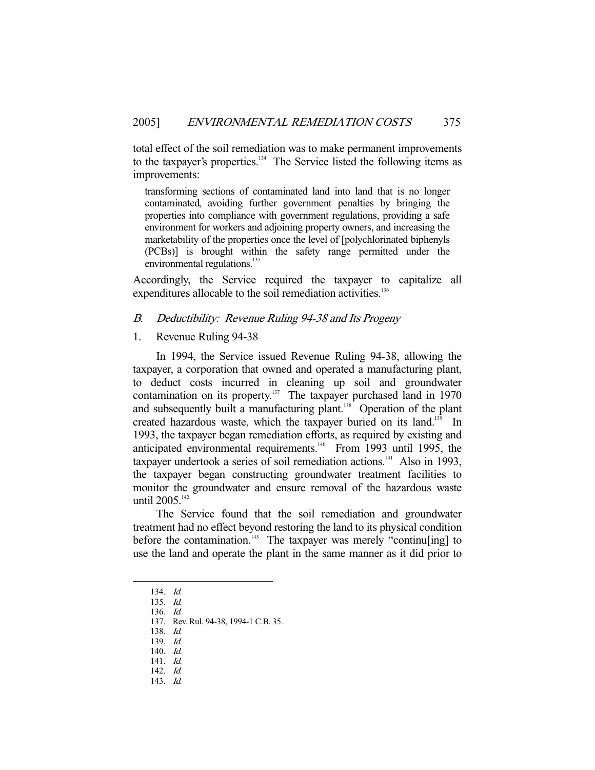total effect of the soil remediation was to make permanent improvements to the taxpayer's properties.[134] The Service listed the following items as improvements:

> transforming sections of contaminated land into land that is no longer contaminated, avoiding further government penalties by bringing the properties into compliance with government regulations, providing a safe environment for workers and adjoining property owners, and increasing the marketability of the properties once the level of [polychlorinated biphenyls (PCBs)] is brought within the safety range permitted under the environmental regulations.[135]

Accordingly, the Service required the taxpayer to capitalize all expenditures allocable to the soil remediation activities.[136]

### *B. Deductibility: Revenue Ruling 94-38 and Its Progeny*

#### 1. Revenue Ruling 94-38

In 1994, the Service issued Revenue Ruling 94-38, allowing the taxpayer, a corporation that owned and operated a manufacturing plant, to deduct costs incurred in cleaning up soil and groundwater contamination on its property.[137] The taxpayer purchased land in 1970 and subsequently built a manufacturing plant.[138] Operation of the plant created hazardous waste, which the taxpayer buried on its land.[139] In 1993, the taxpayer began remediation efforts, as required by existing and anticipated environmental requirements.[140] From 1993 until 1995, the taxpayer undertook a series of soil remediation actions.[141] Also in 1993, the taxpayer began constructing groundwater treatment facilities to monitor the groundwater and ensure removal of the hazardous waste until 2005.[142]

The Service found that the soil remediation and groundwater treatment had no effect beyond restoring the land to its physical condition before the contamination.[143] The taxpayer was merely "continu[ing] to use the land and operate the plant in the same manner as it did prior to

---

134. *Id.*
135. *Id.*
136. *Id.*
137. Rev. Rul. 94-38, 1994-1 C.B. 35.
138. *Id.*
139. *Id.*
140. *Id.*
141. *Id.*
142. *Id.*
143. *Id.*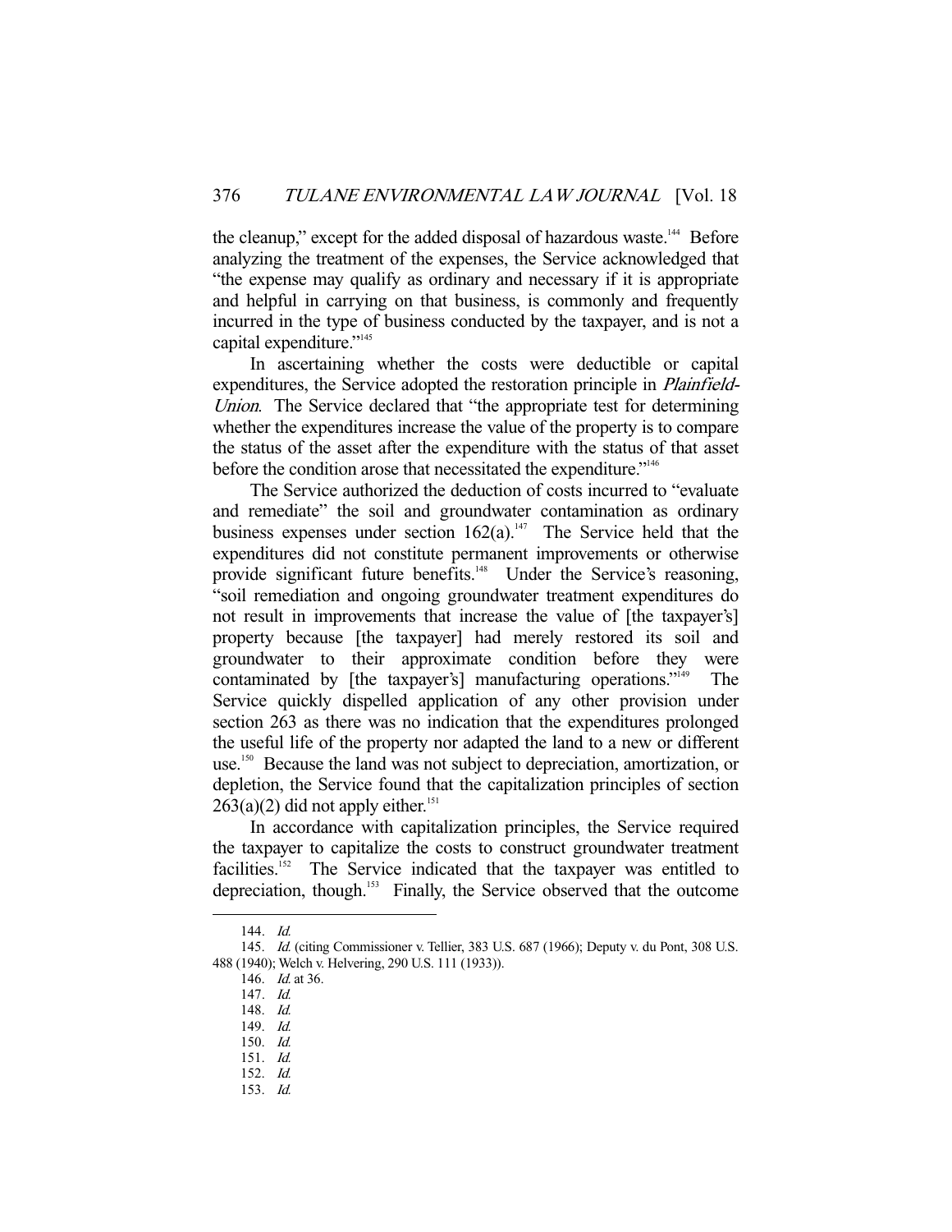the cleanup," except for the added disposal of hazardous waste.[144] Before analyzing the treatment of the expenses, the Service acknowledged that "the expense may qualify as ordinary and necessary if it is appropriate and helpful in carrying on that business, is commonly and frequently incurred in the type of business conducted by the taxpayer, and is not a capital expenditure."[145]

In ascertaining whether the costs were deductible or capital expenditures, the Service adopted the restoration principle in *Plainfield-Union*. The Service declared that "the appropriate test for determining whether the expenditures increase the value of the property is to compare the status of the asset after the expenditure with the status of that asset before the condition arose that necessitated the expenditure."[146]

The Service authorized the deduction of costs incurred to "evaluate and remediate" the soil and groundwater contamination as ordinary business expenses under section 162(a).[147] The Service held that the expenditures did not constitute permanent improvements or otherwise provide significant future benefits.[148] Under the Service's reasoning, "soil remediation and ongoing groundwater treatment expenditures do not result in improvements that increase the value of [the taxpayer's] property because [the taxpayer] had merely restored its soil and groundwater to their approximate condition before they were contaminated by [the taxpayer's] manufacturing operations."[149] The Service quickly dispelled application of any other provision under section 263 as there was no indication that the expenditures prolonged the useful life of the property nor adapted the land to a new or different use.[150] Because the land was not subject to depreciation, amortization, or depletion, the Service found that the capitalization principles of section 263(a)(2) did not apply either.[151]

In accordance with capitalization principles, the Service required the taxpayer to capitalize the costs to construct groundwater treatment facilities.[152] The Service indicated that the taxpayer was entitled to depreciation, though.[153] Finally, the Service observed that the outcome

---

144. *Id.*

145. *Id.* (citing Commissioner v. Tellier, 383 U.S. 687 (1966); Deputy v. du Pont, 308 U.S. 488 (1940); Welch v. Helvering, 290 U.S. 111 (1933)).

146. *Id.* at 36.

147. *Id.*

148. *Id.*

149. *Id.*

150. *Id.*

151. *Id.*

152. *Id.*

153. *Id.*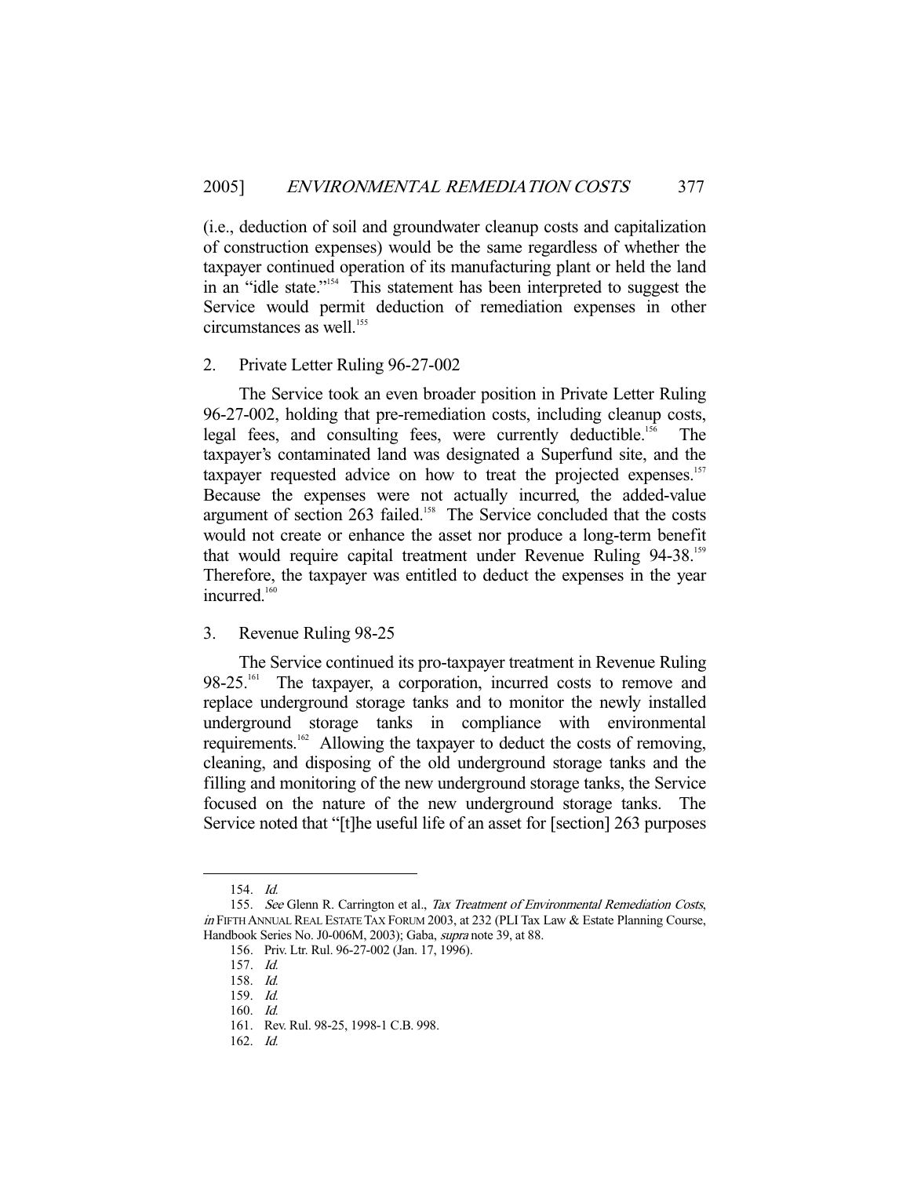(i.e., deduction of soil and groundwater cleanup costs and capitalization of construction expenses) would be the same regardless of whether the taxpayer continued operation of its manufacturing plant or held the land in an "idle state."[154] This statement has been interpreted to suggest the Service would permit deduction of remediation expenses in other circumstances as well.[155]

### 2. Private Letter Ruling 96-27-002

The Service took an even broader position in Private Letter Ruling 96-27-002, holding that pre-remediation costs, including cleanup costs, legal fees, and consulting fees, were currently deductible.[156] The taxpayer's contaminated land was designated a Superfund site, and the taxpayer requested advice on how to treat the projected expenses.[157] Because the expenses were not actually incurred, the added-value argument of section 263 failed.[158] The Service concluded that the costs would not create or enhance the asset nor produce a long-term benefit that would require capital treatment under Revenue Ruling 94-38.[159] Therefore, the taxpayer was entitled to deduct the expenses in the year incurred.[160]

### 3. Revenue Ruling 98-25

The Service continued its pro-taxpayer treatment in Revenue Ruling 98-25.[161] The taxpayer, a corporation, incurred costs to remove and replace underground storage tanks and to monitor the newly installed underground storage tanks in compliance with environmental requirements.[162] Allowing the taxpayer to deduct the costs of removing, cleaning, and disposing of the old underground storage tanks and the filling and monitoring of the new underground storage tanks, the Service focused on the nature of the new underground storage tanks. The Service noted that "[t]he useful life of an asset for [section] 263 purposes

---

154. *Id.*

155. *See* Glenn R. Carrington et al., *Tax Treatment of Environmental Remediation Costs*, *in* FIFTH ANNUAL REAL ESTATE TAX FORUM 2003, at 232 (PLI Tax Law & Estate Planning Course, Handbook Series No. J0-006M, 2003); Gaba, *supra* note 39, at 88.

156. Priv. Ltr. Rul. 96-27-002 (Jan. 17, 1996).

157. *Id.*

158. *Id.*

159. *Id.*

160. *Id.*

161. Rev. Rul. 98-25, 1998-1 C.B. 998.

162. *Id.*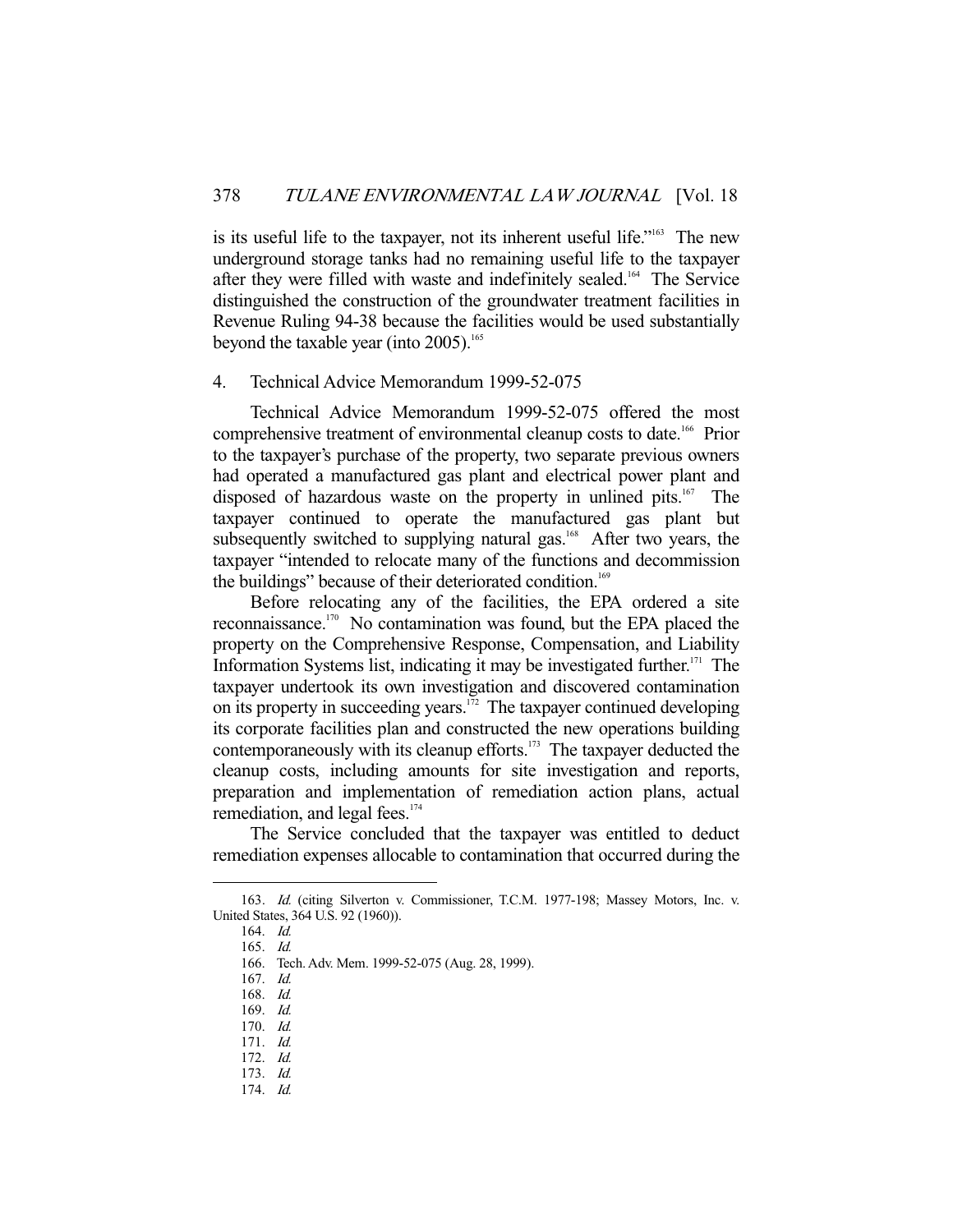is its useful life to the taxpayer, not its inherent useful life."[163] The new underground storage tanks had no remaining useful life to the taxpayer after they were filled with waste and indefinitely sealed.[164] The Service distinguished the construction of the groundwater treatment facilities in Revenue Ruling 94-38 because the facilities would be used substantially beyond the taxable year (into 2005).[165]

### 4. Technical Advice Memorandum 1999-52-075

Technical Advice Memorandum 1999-52-075 offered the most comprehensive treatment of environmental cleanup costs to date.[166] Prior to the taxpayer's purchase of the property, two separate previous owners had operated a manufactured gas plant and electrical power plant and disposed of hazardous waste on the property in unlined pits.[167] The taxpayer continued to operate the manufactured gas plant but subsequently switched to supplying natural gas.[168] After two years, the taxpayer "intended to relocate many of the functions and decommission the buildings" because of their deteriorated condition.[169]

Before relocating any of the facilities, the EPA ordered a site reconnaissance.[170] No contamination was found, but the EPA placed the property on the Comprehensive Response, Compensation, and Liability Information Systems list, indicating it may be investigated further.[171] The taxpayer undertook its own investigation and discovered contamination on its property in succeeding years.[172] The taxpayer continued developing its corporate facilities plan and constructed the new operations building contemporaneously with its cleanup efforts.[173] The taxpayer deducted the cleanup costs, including amounts for site investigation and reports, preparation and implementation of remediation action plans, actual remediation, and legal fees.[174]

The Service concluded that the taxpayer was entitled to deduct remediation expenses allocable to contamination that occurred during the

---

163. *Id.* (citing Silverton v. Commissioner, T.C.M. 1977-198; Massey Motors, Inc. v. United States, 364 U.S. 92 (1960)).

164. *Id.*

165. *Id.*

166. Tech. Adv. Mem. 1999-52-075 (Aug. 28, 1999).

167. *Id.*

168. *Id.*

169. *Id.*

170. *Id.*

171. *Id.*

172. *Id.*

173. *Id.*

174. *Id.*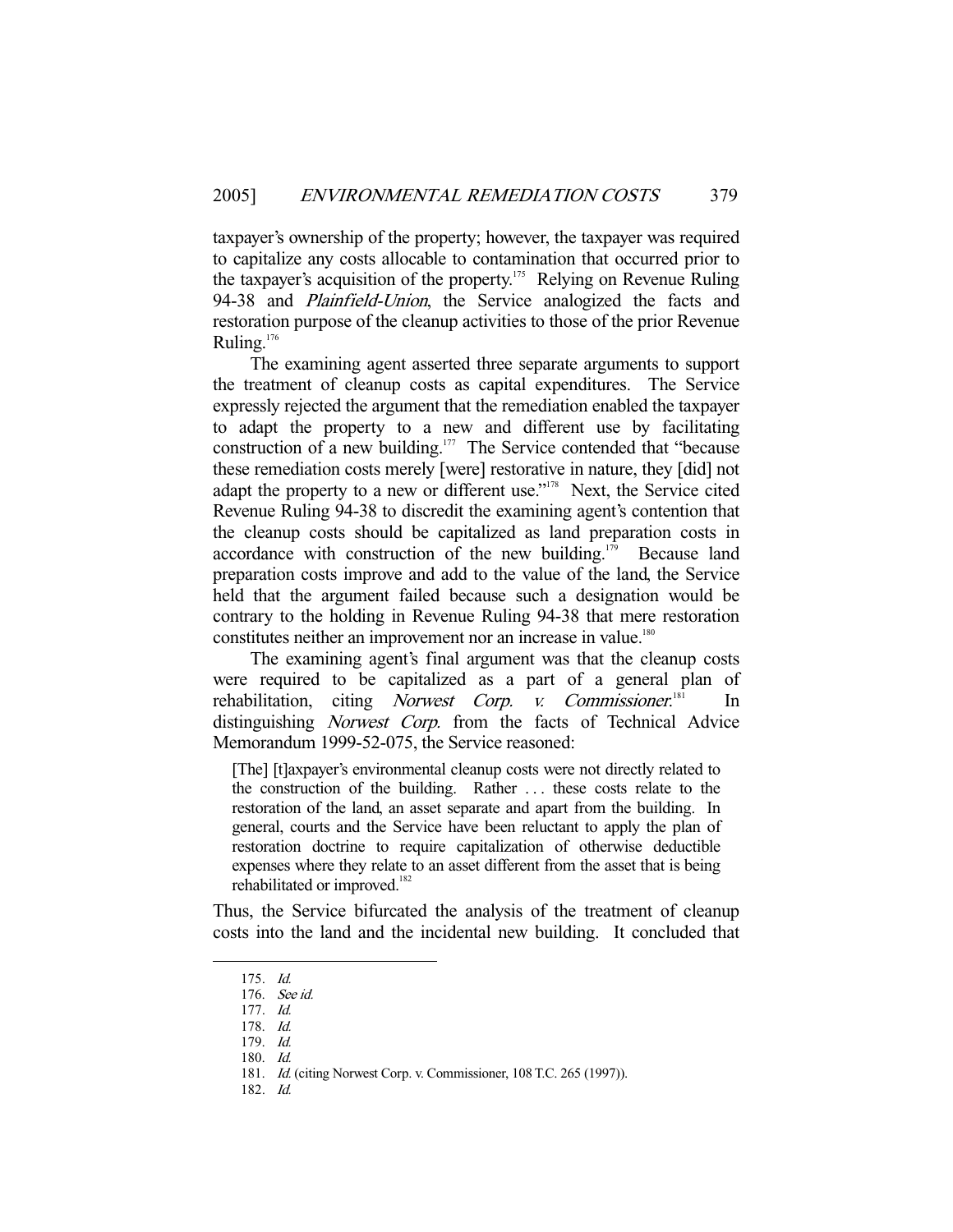taxpayer's ownership of the property; however, the taxpayer was required to capitalize any costs allocable to contamination that occurred prior to the taxpayer's acquisition of the property.[175] Relying on Revenue Ruling 94-38 and *Plainfield-Union*, the Service analogized the facts and restoration purpose of the cleanup activities to those of the prior Revenue Ruling.[176]

The examining agent asserted three separate arguments to support the treatment of cleanup costs as capital expenditures. The Service expressly rejected the argument that the remediation enabled the taxpayer to adapt the property to a new and different use by facilitating construction of a new building.[177] The Service contended that "because these remediation costs merely [were] restorative in nature, they [did] not adapt the property to a new or different use."[178] Next, the Service cited Revenue Ruling 94-38 to discredit the examining agent's contention that the cleanup costs should be capitalized as land preparation costs in accordance with construction of the new building.[179] Because land preparation costs improve and add to the value of the land, the Service held that the argument failed because such a designation would be contrary to the holding in Revenue Ruling 94-38 that mere restoration constitutes neither an improvement nor an increase in value.[180]

The examining agent's final argument was that the cleanup costs were required to be capitalized as a part of a general plan of rehabilitation, citing *Norwest Corp. v. Commissioner*.[181] In distinguishing *Norwest Corp.* from the facts of Technical Advice Memorandum 1999-52-075, the Service reasoned:

> [The] [t]axpayer's environmental cleanup costs were not directly related to the construction of the building. Rather . . . these costs relate to the restoration of the land, an asset separate and apart from the building. In general, courts and the Service have been reluctant to apply the plan of restoration doctrine to require capitalization of otherwise deductible expenses where they relate to an asset different from the asset that is being rehabilitated or improved.[182]

Thus, the Service bifurcated the analysis of the treatment of cleanup costs into the land and the incidental new building. It concluded that

---

175. *Id.*
176. *See id.*
177. *Id.*
178. *Id.*
179. *Id.*
180. *Id.*
181. *Id.* (citing Norwest Corp. v. Commissioner, 108 T.C. 265 (1997)).
182. *Id.*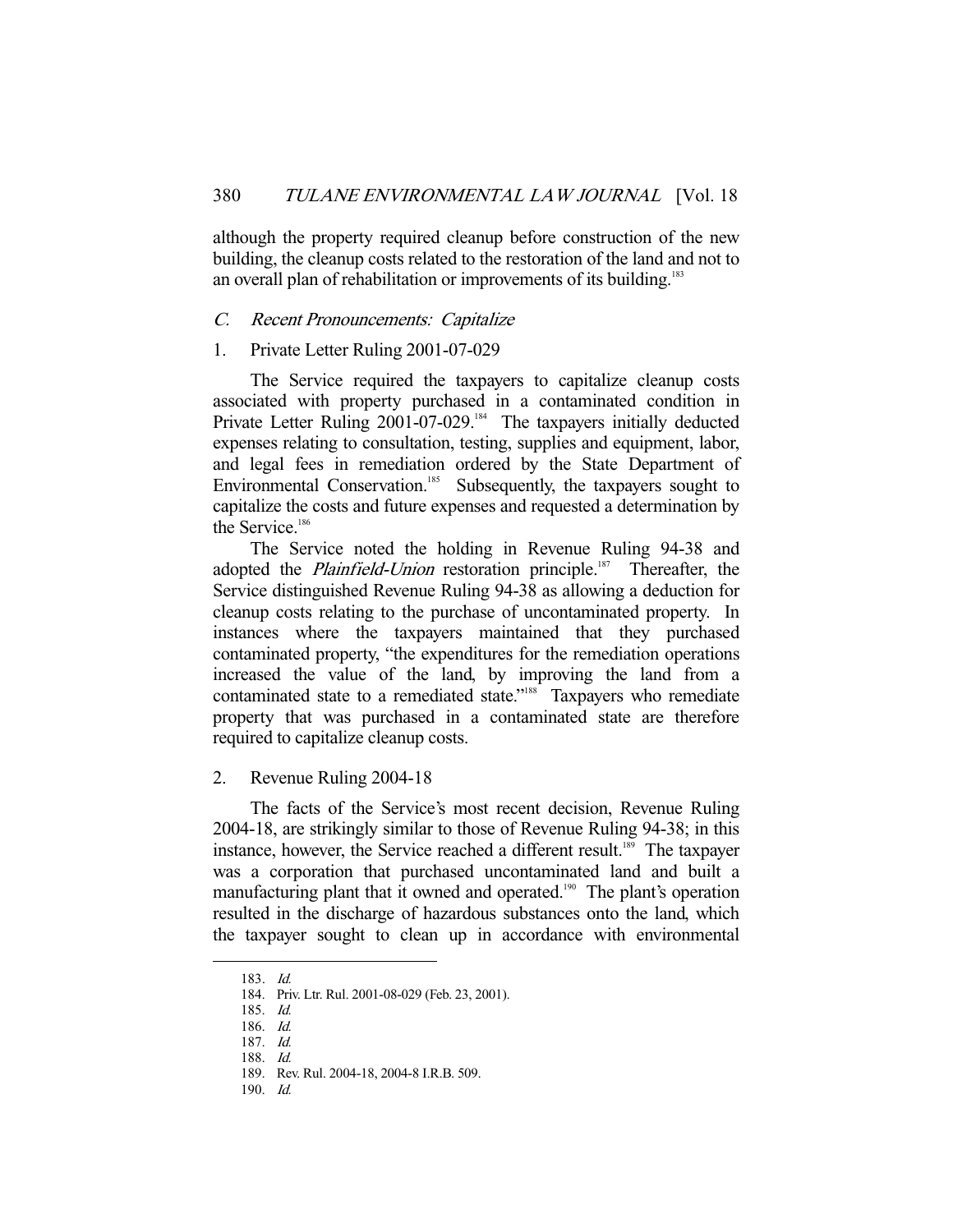although the property required cleanup before construction of the new building, the cleanup costs related to the restoration of the land and not to an overall plan of rehabilitation or improvements of its building.[183]

### C. *Recent Pronouncements: Capitalize*

#### 1. Private Letter Ruling 2001-07-029

The Service required the taxpayers to capitalize cleanup costs associated with property purchased in a contaminated condition in Private Letter Ruling 2001-07-029.[184] The taxpayers initially deducted expenses relating to consultation, testing, supplies and equipment, labor, and legal fees in remediation ordered by the State Department of Environmental Conservation.[185] Subsequently, the taxpayers sought to capitalize the costs and future expenses and requested a determination by the Service.[186]

The Service noted the holding in Revenue Ruling 94-38 and adopted the *Plainfield-Union* restoration principle.[187] Thereafter, the Service distinguished Revenue Ruling 94-38 as allowing a deduction for cleanup costs relating to the purchase of uncontaminated property. In instances where the taxpayers maintained that they purchased contaminated property, "the expenditures for the remediation operations increased the value of the land, by improving the land from a contaminated state to a remediated state."[188] Taxpayers who remediate property that was purchased in a contaminated state are therefore required to capitalize cleanup costs.

#### 2. Revenue Ruling 2004-18

The facts of the Service's most recent decision, Revenue Ruling 2004-18, are strikingly similar to those of Revenue Ruling 94-38; in this instance, however, the Service reached a different result.[189] The taxpayer was a corporation that purchased uncontaminated land and built a manufacturing plant that it owned and operated.[190] The plant's operation resulted in the discharge of hazardous substances onto the land, which the taxpayer sought to clean up in accordance with environmental

---

183. *Id.*
184. Priv. Ltr. Rul. 2001-08-029 (Feb. 23, 2001).
185. *Id.*
186. *Id.*
187. *Id.*
188. *Id.*
189. Rev. Rul. 2004-18, 2004-8 I.R.B. 509.
190. *Id.*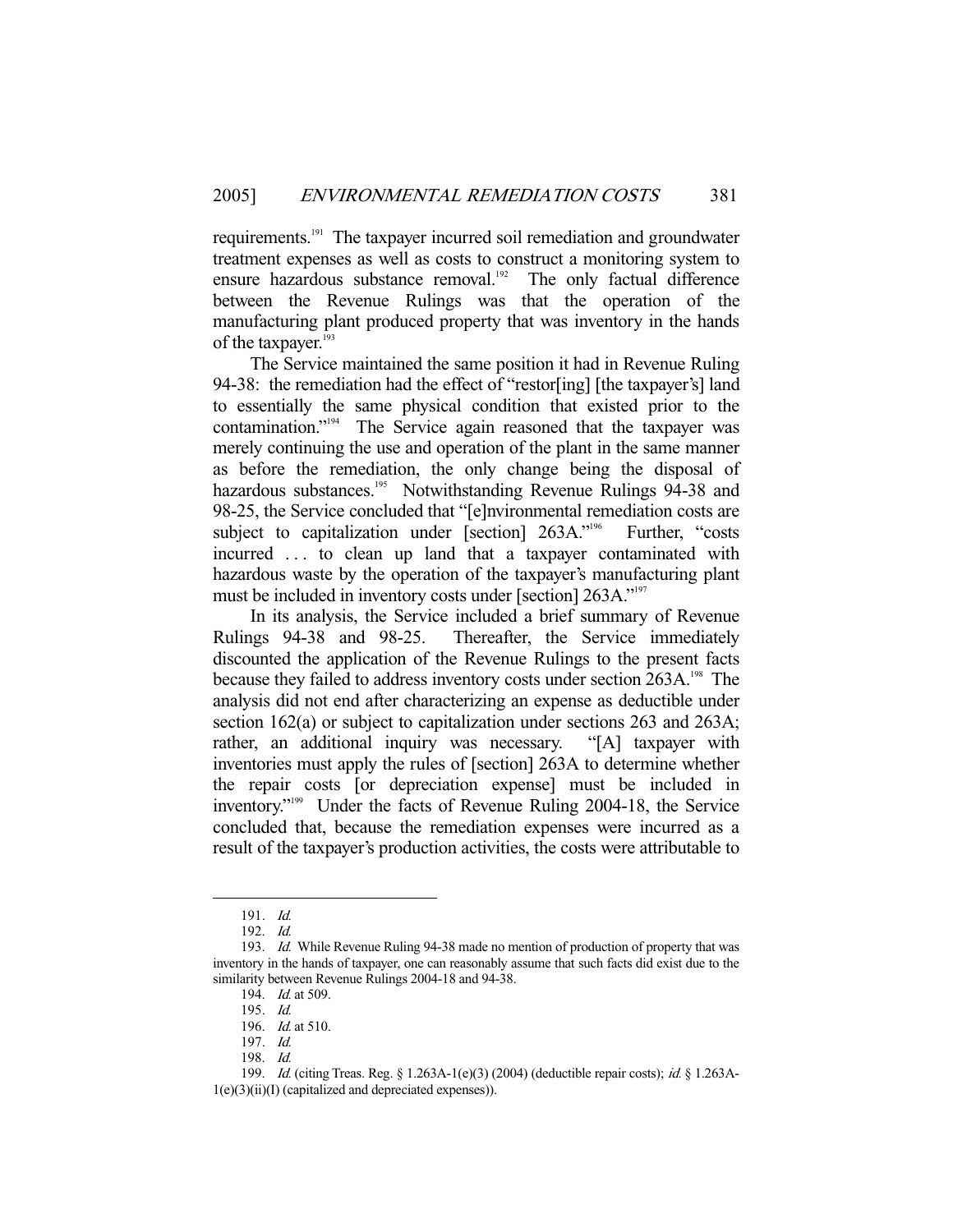requirements.[191] The taxpayer incurred soil remediation and groundwater treatment expenses as well as costs to construct a monitoring system to ensure hazardous substance removal.[192] The only factual difference between the Revenue Rulings was that the operation of the manufacturing plant produced property that was inventory in the hands of the taxpayer.[193]

The Service maintained the same position it had in Revenue Ruling 94-38: the remediation had the effect of "restor[ing] [the taxpayer's] land to essentially the same physical condition that existed prior to the contamination."[194] The Service again reasoned that the taxpayer was merely continuing the use and operation of the plant in the same manner as before the remediation, the only change being the disposal of hazardous substances.[195] Notwithstanding Revenue Rulings 94-38 and 98-25, the Service concluded that "[e]nvironmental remediation costs are subject to capitalization under [section] 263A."[196] Further, "costs incurred . . . to clean up land that a taxpayer contaminated with hazardous waste by the operation of the taxpayer's manufacturing plant must be included in inventory costs under [section] 263A."[197]

In its analysis, the Service included a brief summary of Revenue Rulings 94-38 and 98-25. Thereafter, the Service immediately discounted the application of the Revenue Rulings to the present facts because they failed to address inventory costs under section 263A.[198] The analysis did not end after characterizing an expense as deductible under section 162(a) or subject to capitalization under sections 263 and 263A; rather, an additional inquiry was necessary. "[A] taxpayer with inventories must apply the rules of [section] 263A to determine whether the repair costs [or depreciation expense] must be included in inventory."[199] Under the facts of Revenue Ruling 2004-18, the Service concluded that, because the remediation expenses were incurred as a result of the taxpayer's production activities, the costs were attributable to

---

191. *Id.*

192. *Id.*

193. *Id.* While Revenue Ruling 94-38 made no mention of production of property that was inventory in the hands of taxpayer, one can reasonably assume that such facts did exist due to the similarity between Revenue Rulings 2004-18 and 94-38.

194. *Id.* at 509.

195. *Id.*

196. *Id.* at 510.

197. *Id.*

198. *Id.*

199. *Id.* (citing Treas. Reg. § 1.263A-1(e)(3) (2004) (deductible repair costs); *id.* § 1.263A-1(e)(3)(ii)(I) (capitalized and depreciated expenses)).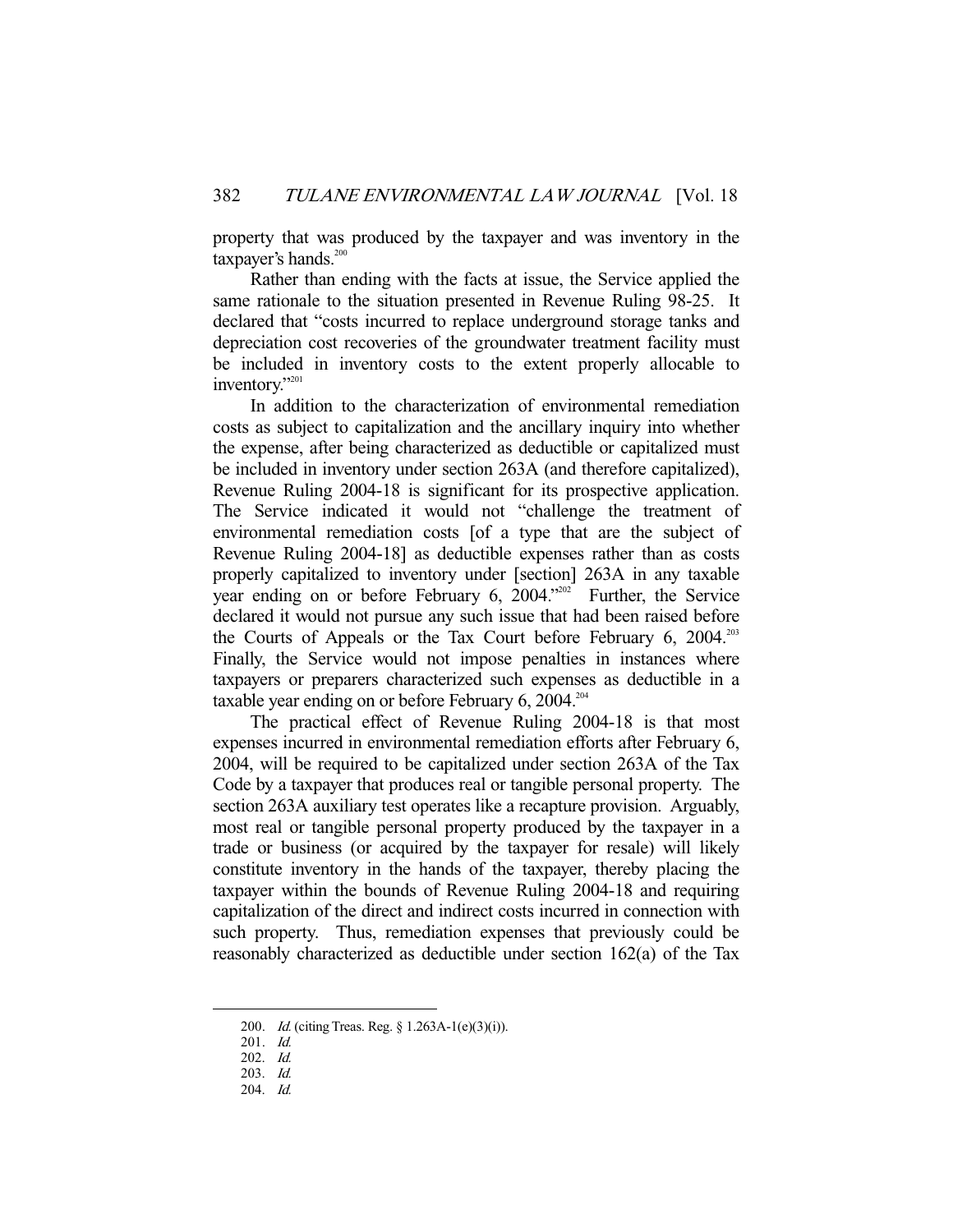property that was produced by the taxpayer and was inventory in the taxpayer's hands.[200]

Rather than ending with the facts at issue, the Service applied the same rationale to the situation presented in Revenue Ruling 98-25. It declared that "costs incurred to replace underground storage tanks and depreciation cost recoveries of the groundwater treatment facility must be included in inventory costs to the extent properly allocable to inventory."[201]

In addition to the characterization of environmental remediation costs as subject to capitalization and the ancillary inquiry into whether the expense, after being characterized as deductible or capitalized must be included in inventory under section 263A (and therefore capitalized), Revenue Ruling 2004-18 is significant for its prospective application. The Service indicated it would not "challenge the treatment of environmental remediation costs [of a type that are the subject of Revenue Ruling 2004-18] as deductible expenses rather than as costs properly capitalized to inventory under [section] 263A in any taxable year ending on or before February 6, 2004."[202] Further, the Service declared it would not pursue any such issue that had been raised before the Courts of Appeals or the Tax Court before February 6, 2004.[203] Finally, the Service would not impose penalties in instances where taxpayers or preparers characterized such expenses as deductible in a taxable year ending on or before February 6, 2004.[204]

The practical effect of Revenue Ruling 2004-18 is that most expenses incurred in environmental remediation efforts after February 6, 2004, will be required to be capitalized under section 263A of the Tax Code by a taxpayer that produces real or tangible personal property. The section 263A auxiliary test operates like a recapture provision. Arguably, most real or tangible personal property produced by the taxpayer in a trade or business (or acquired by the taxpayer for resale) will likely constitute inventory in the hands of the taxpayer, thereby placing the taxpayer within the bounds of Revenue Ruling 2004-18 and requiring capitalization of the direct and indirect costs incurred in connection with such property. Thus, remediation expenses that previously could be reasonably characterized as deductible under section 162(a) of the Tax

---

200. *Id.* (citing Treas. Reg. § 1.263A-1(e)(3)(i)).

201. *Id.*

202. *Id.*

203. *Id.*

204. *Id.*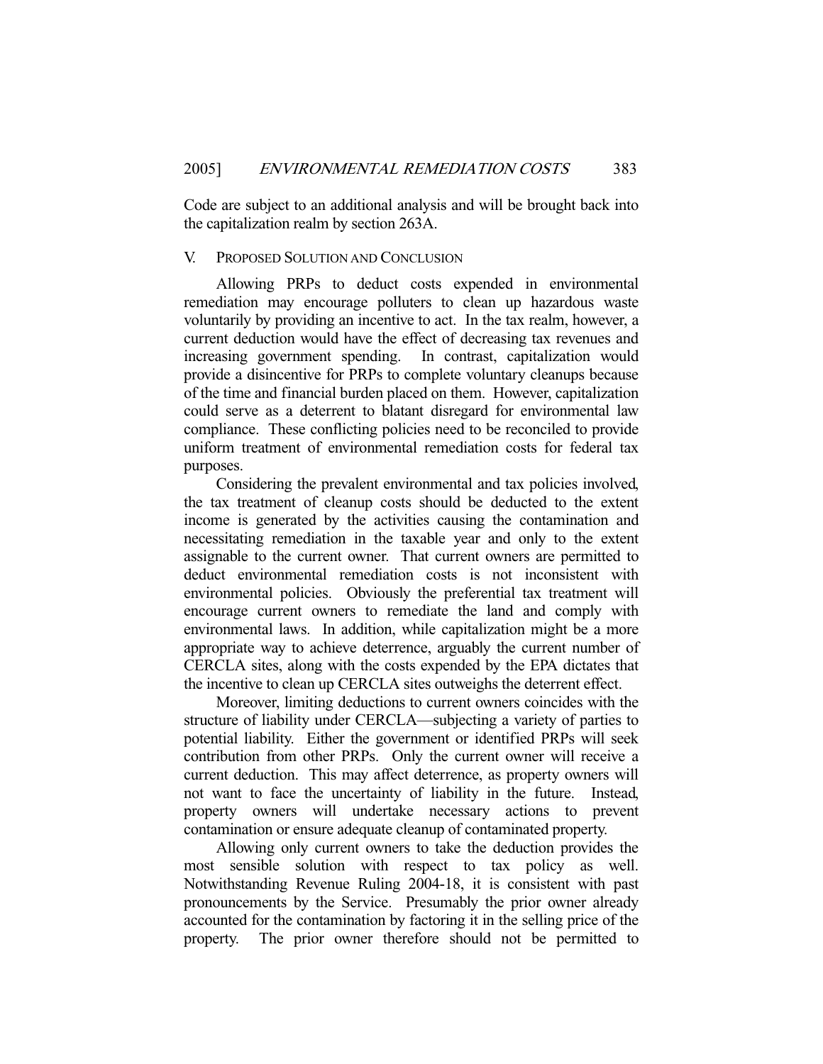Code are subject to an additional analysis and will be brought back into the capitalization realm by section 263A.

## V. PROPOSED SOLUTION AND CONCLUSION

Allowing PRPs to deduct costs expended in environmental remediation may encourage polluters to clean up hazardous waste voluntarily by providing an incentive to act. In the tax realm, however, a current deduction would have the effect of decreasing tax revenues and increasing government spending. In contrast, capitalization would provide a disincentive for PRPs to complete voluntary cleanups because of the time and financial burden placed on them. However, capitalization could serve as a deterrent to blatant disregard for environmental law compliance. These conflicting policies need to be reconciled to provide uniform treatment of environmental remediation costs for federal tax purposes.

Considering the prevalent environmental and tax policies involved, the tax treatment of cleanup costs should be deducted to the extent income is generated by the activities causing the contamination and necessitating remediation in the taxable year and only to the extent assignable to the current owner. That current owners are permitted to deduct environmental remediation costs is not inconsistent with environmental policies. Obviously the preferential tax treatment will encourage current owners to remediate the land and comply with environmental laws. In addition, while capitalization might be a more appropriate way to achieve deterrence, arguably the current number of CERCLA sites, along with the costs expended by the EPA dictates that the incentive to clean up CERCLA sites outweighs the deterrent effect.

Moreover, limiting deductions to current owners coincides with the structure of liability under CERCLA—subjecting a variety of parties to potential liability. Either the government or identified PRPs will seek contribution from other PRPs. Only the current owner will receive a current deduction. This may affect deterrence, as property owners will not want to face the uncertainty of liability in the future. Instead, property owners will undertake necessary actions to prevent contamination or ensure adequate cleanup of contaminated property.

Allowing only current owners to take the deduction provides the most sensible solution with respect to tax policy as well. Notwithstanding Revenue Ruling 2004-18, it is consistent with past pronouncements by the Service. Presumably the prior owner already accounted for the contamination by factoring it in the selling price of the property. The prior owner therefore should not be permitted to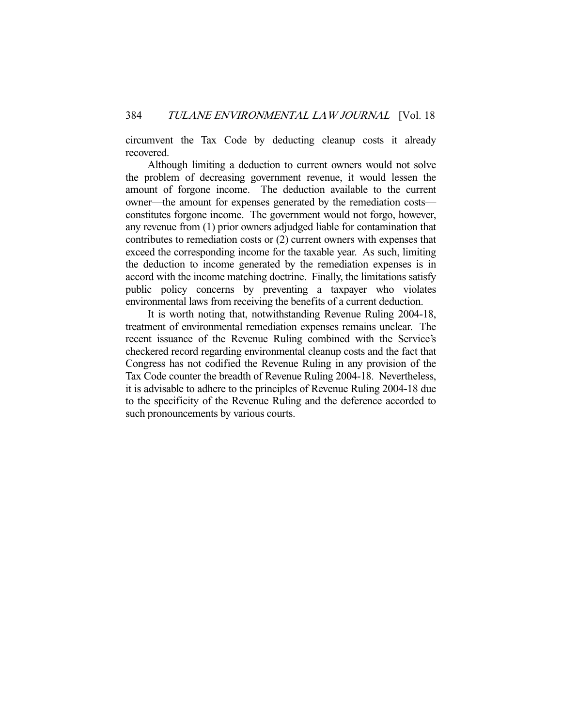circumvent the Tax Code by deducting cleanup costs it already recovered.

Although limiting a deduction to current owners would not solve the problem of decreasing government revenue, it would lessen the amount of forgone income. The deduction available to the current owner—the amount for expenses generated by the remediation costs—constitutes forgone income. The government would not forgo, however, any revenue from (1) prior owners adjudged liable for contamination that contributes to remediation costs or (2) current owners with expenses that exceed the corresponding income for the taxable year. As such, limiting the deduction to income generated by the remediation expenses is in accord with the income matching doctrine. Finally, the limitations satisfy public policy concerns by preventing a taxpayer who violates environmental laws from receiving the benefits of a current deduction.

It is worth noting that, notwithstanding Revenue Ruling 2004-18, treatment of environmental remediation expenses remains unclear. The recent issuance of the Revenue Ruling combined with the Service's checkered record regarding environmental cleanup costs and the fact that Congress has not codified the Revenue Ruling in any provision of the Tax Code counter the breadth of Revenue Ruling 2004-18. Nevertheless, it is advisable to adhere to the principles of Revenue Ruling 2004-18 due to the specificity of the Revenue Ruling and the deference accorded to such pronouncements by various courts.